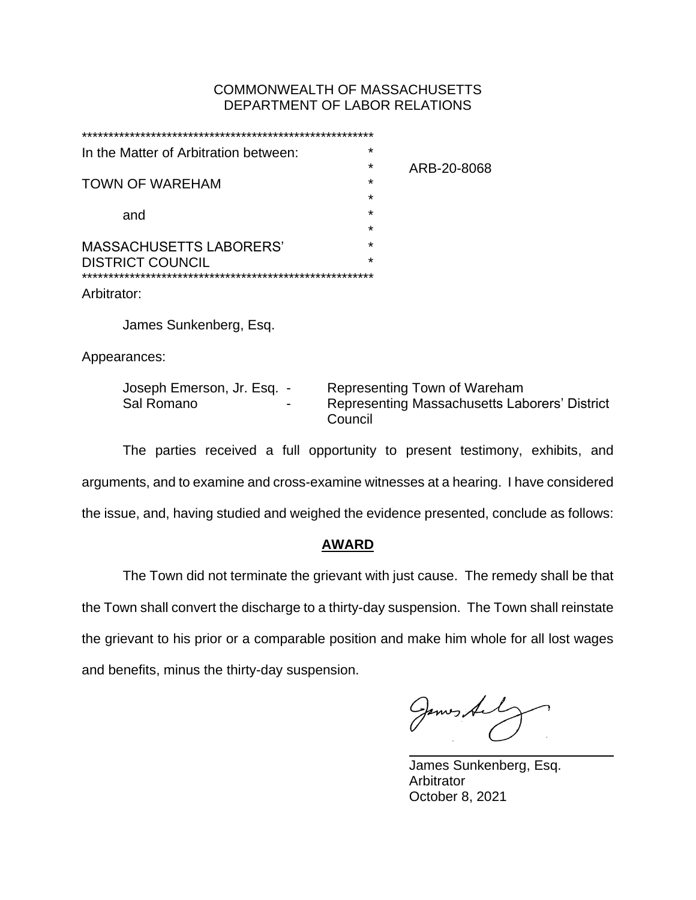COMMONWEALTH OF MASSACHUSETTS
DEPARTMENT OF LABOR RELATIONS

| In the Matter of Arbitration between: | |
|---|---|
| | ARB-20-8068 |
| TOWN OF WAREHAM | |
| and | |
| MASSACHUSETTS LABORERS' DISTRICT COUNCIL | |

Arbitrator:

James Sunkenberg, Esq.

Appearances:

| | | |
|---|---|---|
| Joseph Emerson, Jr. Esq. | - | Representing Town of Wareham |
| Sal Romano | - | Representing Massachusetts Laborers' District Council |

The parties received a full opportunity to present testimony, exhibits, and arguments, and to examine and cross-examine witnesses at a hearing. I have considered the issue, and, having studied and weighed the evidence presented, conclude as follows:

## AWARD

The Town did not terminate the grievant with just cause. The remedy shall be that the Town shall convert the discharge to a thirty-day suspension. The Town shall reinstate the grievant to his prior or a comparable position and make him whole for all lost wages and benefits, minus the thirty-day suspension.

James Sunkenberg, Esq.
Arbitrator
October 8, 2021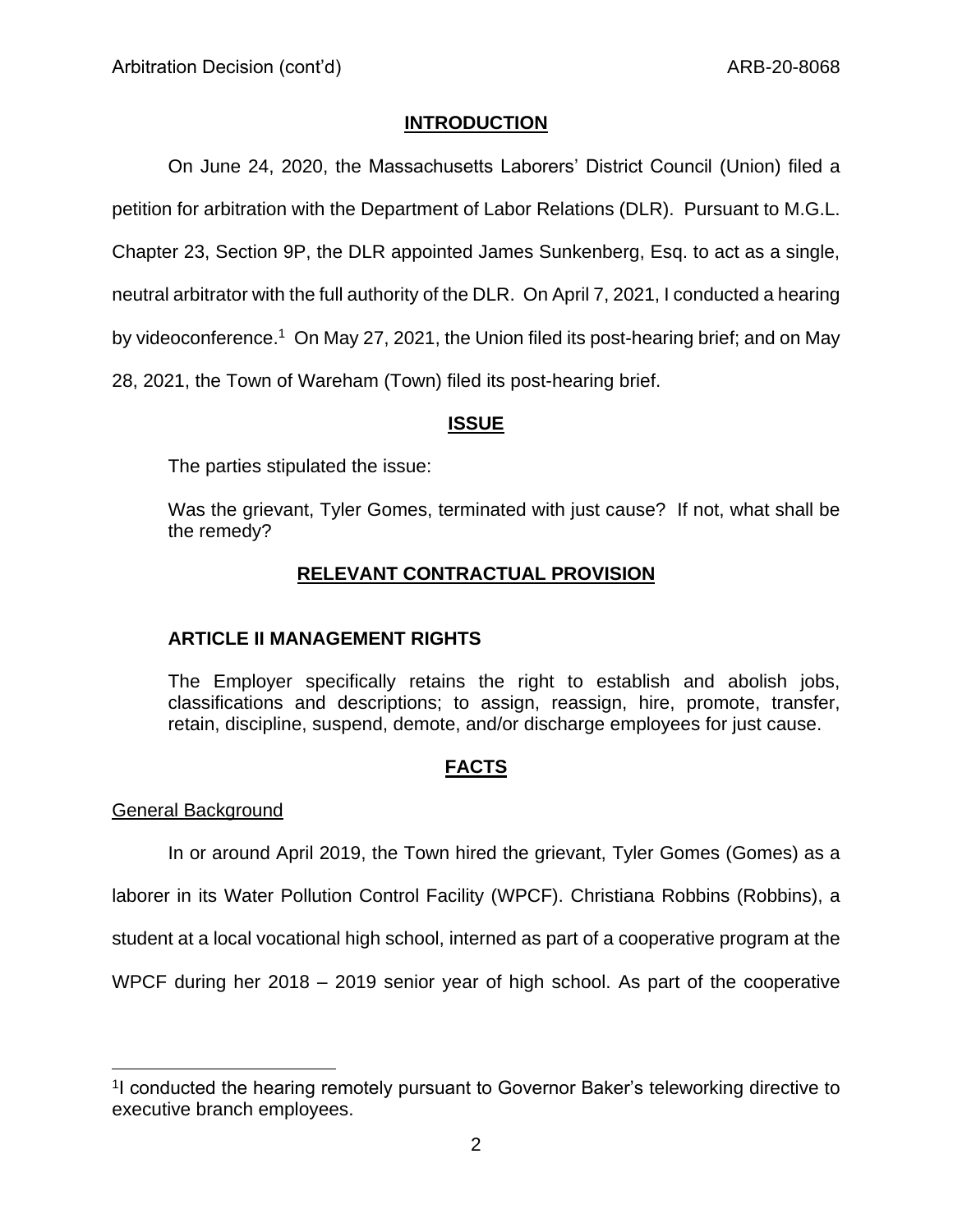## INTRODUCTION

On June 24, 2020, the Massachusetts Laborers' District Council (Union) filed a petition for arbitration with the Department of Labor Relations (DLR). Pursuant to M.G.L. Chapter 23, Section 9P, the DLR appointed James Sunkenberg, Esq. to act as a single, neutral arbitrator with the full authority of the DLR. On April 7, 2021, I conducted a hearing by videoconference.[1] On May 27, 2021, the Union filed its post-hearing brief; and on May 28, 2021, the Town of Wareham (Town) filed its post-hearing brief.

## ISSUE

The parties stipulated the issue:

> Was the grievant, Tyler Gomes, terminated with just cause? If not, what shall be the remedy?

## RELEVANT CONTRACTUAL PROVISION

### ARTICLE II MANAGEMENT RIGHTS

> The Employer specifically retains the right to establish and abolish jobs, classifications and descriptions; to assign, reassign, hire, promote, transfer, retain, discipline, suspend, demote, and/or discharge employees for just cause.

## FACTS

General Background

In or around April 2019, the Town hired the grievant, Tyler Gomes (Gomes) as a laborer in its Water Pollution Control Facility (WPCF). Christiana Robbins (Robbins), a student at a local vocational high school, interned as part of a cooperative program at the WPCF during her 2018 – 2019 senior year of high school. As part of the cooperative

[1] I conducted the hearing remotely pursuant to Governor Baker's teleworking directive to executive branch employees.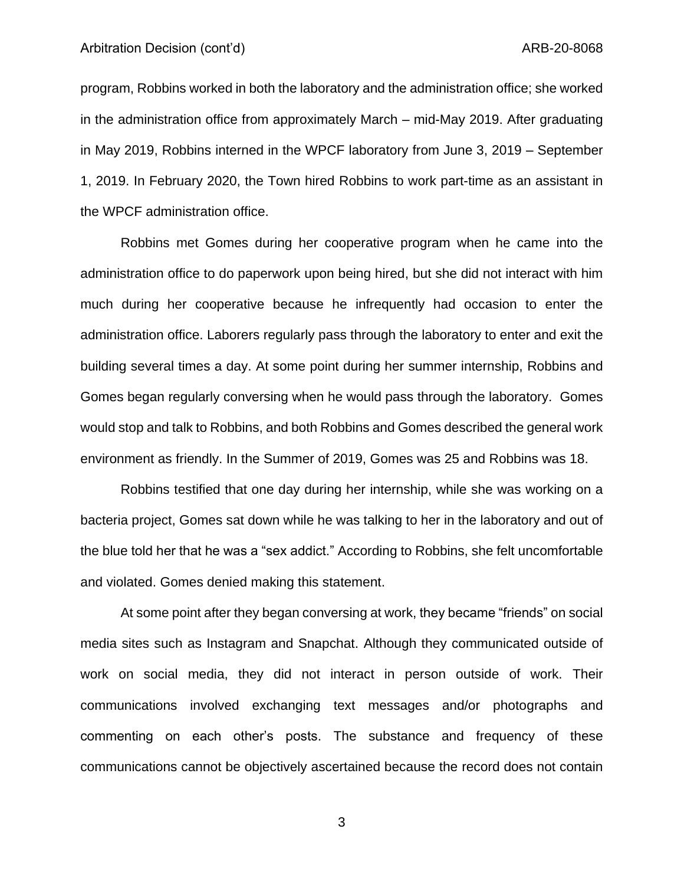program, Robbins worked in both the laboratory and the administration office; she worked in the administration office from approximately March – mid-May 2019. After graduating in May 2019, Robbins interned in the WPCF laboratory from June 3, 2019 – September 1, 2019. In February 2020, the Town hired Robbins to work part-time as an assistant in the WPCF administration office.

Robbins met Gomes during her cooperative program when he came into the administration office to do paperwork upon being hired, but she did not interact with him much during her cooperative because he infrequently had occasion to enter the administration office. Laborers regularly pass through the laboratory to enter and exit the building several times a day. At some point during her summer internship, Robbins and Gomes began regularly conversing when he would pass through the laboratory. Gomes would stop and talk to Robbins, and both Robbins and Gomes described the general work environment as friendly. In the Summer of 2019, Gomes was 25 and Robbins was 18.

Robbins testified that one day during her internship, while she was working on a bacteria project, Gomes sat down while he was talking to her in the laboratory and out of the blue told her that he was a "sex addict." According to Robbins, she felt uncomfortable and violated. Gomes denied making this statement.

At some point after they began conversing at work, they became "friends" on social media sites such as Instagram and Snapchat. Although they communicated outside of work on social media, they did not interact in person outside of work. Their communications involved exchanging text messages and/or photographs and commenting on each other's posts. The substance and frequency of these communications cannot be objectively ascertained because the record does not contain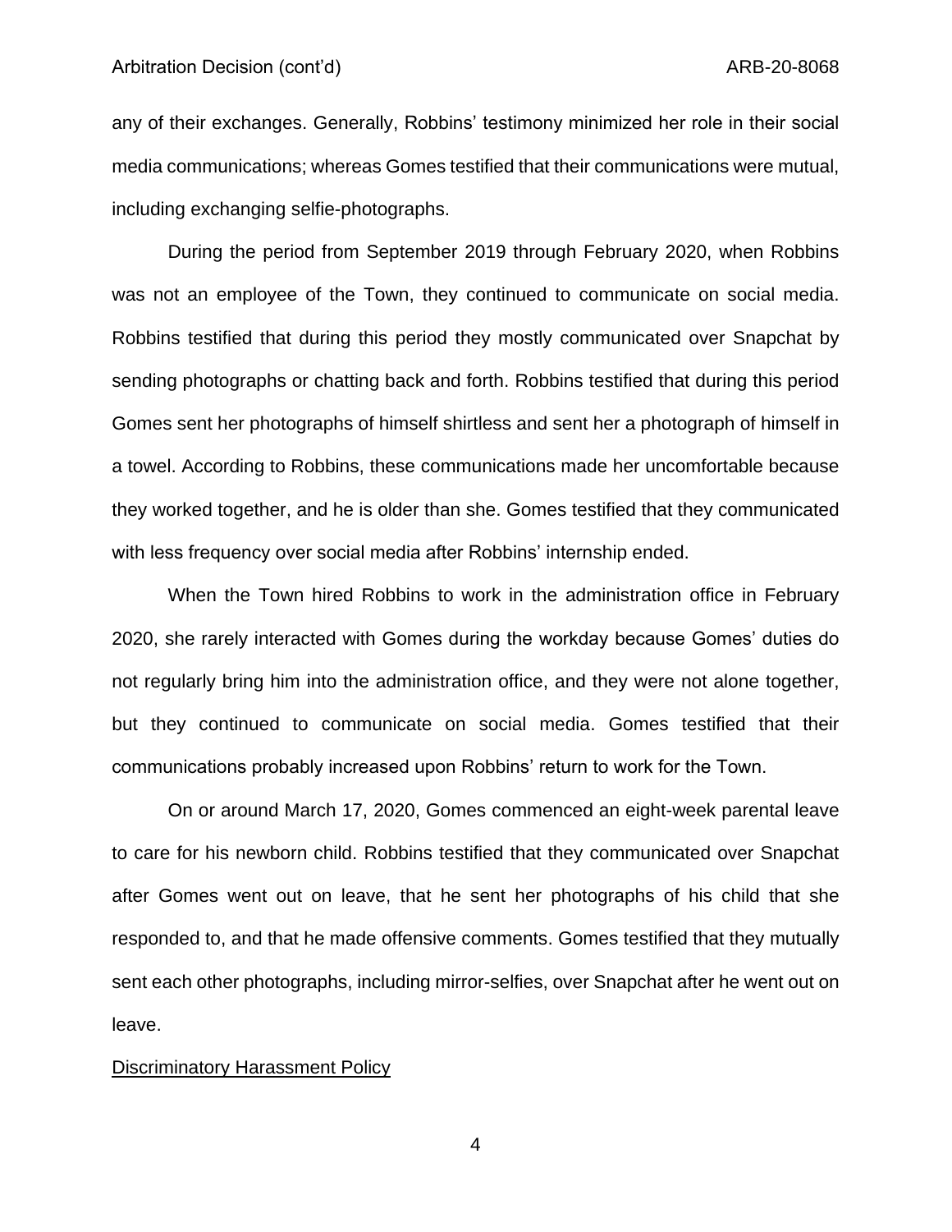any of their exchanges. Generally, Robbins' testimony minimized her role in their social media communications; whereas Gomes testified that their communications were mutual, including exchanging selfie-photographs.

During the period from September 2019 through February 2020, when Robbins was not an employee of the Town, they continued to communicate on social media. Robbins testified that during this period they mostly communicated over Snapchat by sending photographs or chatting back and forth. Robbins testified that during this period Gomes sent her photographs of himself shirtless and sent her a photograph of himself in a towel. According to Robbins, these communications made her uncomfortable because they worked together, and he is older than she. Gomes testified that they communicated with less frequency over social media after Robbins' internship ended.

When the Town hired Robbins to work in the administration office in February 2020, she rarely interacted with Gomes during the workday because Gomes' duties do not regularly bring him into the administration office, and they were not alone together, but they continued to communicate on social media. Gomes testified that their communications probably increased upon Robbins' return to work for the Town.

On or around March 17, 2020, Gomes commenced an eight-week parental leave to care for his newborn child. Robbins testified that they communicated over Snapchat after Gomes went out on leave, that he sent her photographs of his child that she responded to, and that he made offensive comments. Gomes testified that they mutually sent each other photographs, including mirror-selfies, over Snapchat after he went out on leave.

<u>Discriminatory Harassment Policy</u>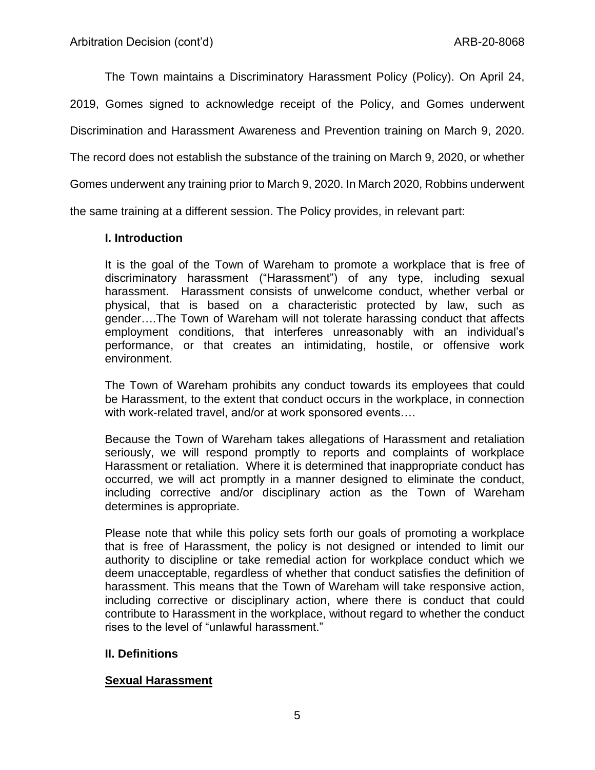The Town maintains a Discriminatory Harassment Policy (Policy). On April 24, 2019, Gomes signed to acknowledge receipt of the Policy, and Gomes underwent Discrimination and Harassment Awareness and Prevention training on March 9, 2020. The record does not establish the substance of the training on March 9, 2020, or whether Gomes underwent any training prior to March 9, 2020. In March 2020, Robbins underwent the same training at a different session. The Policy provides, in relevant part:

> **I. Introduction**
>
> It is the goal of the Town of Wareham to promote a workplace that is free of discriminatory harassment ("Harassment") of any type, including sexual harassment. Harassment consists of unwelcome conduct, whether verbal or physical, that is based on a characteristic protected by law, such as gender….The Town of Wareham will not tolerate harassing conduct that affects employment conditions, that interferes unreasonably with an individual's performance, or that creates an intimidating, hostile, or offensive work environment.
>
> The Town of Wareham prohibits any conduct towards its employees that could be Harassment, to the extent that conduct occurs in the workplace, in connection with work-related travel, and/or at work sponsored events….
>
> Because the Town of Wareham takes allegations of Harassment and retaliation seriously, we will respond promptly to reports and complaints of workplace Harassment or retaliation. Where it is determined that inappropriate conduct has occurred, we will act promptly in a manner designed to eliminate the conduct, including corrective and/or disciplinary action as the Town of Wareham determines is appropriate.
>
> Please note that while this policy sets forth our goals of promoting a workplace that is free of Harassment, the policy is not designed or intended to limit our authority to discipline or take remedial action for workplace conduct which we deem unacceptable, regardless of whether that conduct satisfies the definition of harassment. This means that the Town of Wareham will take responsive action, including corrective or disciplinary action, where there is conduct that could contribute to Harassment in the workplace, without regard to whether the conduct rises to the level of "unlawful harassment."
>
> **II. Definitions**
>
> **<u>Sexual Harassment</u>**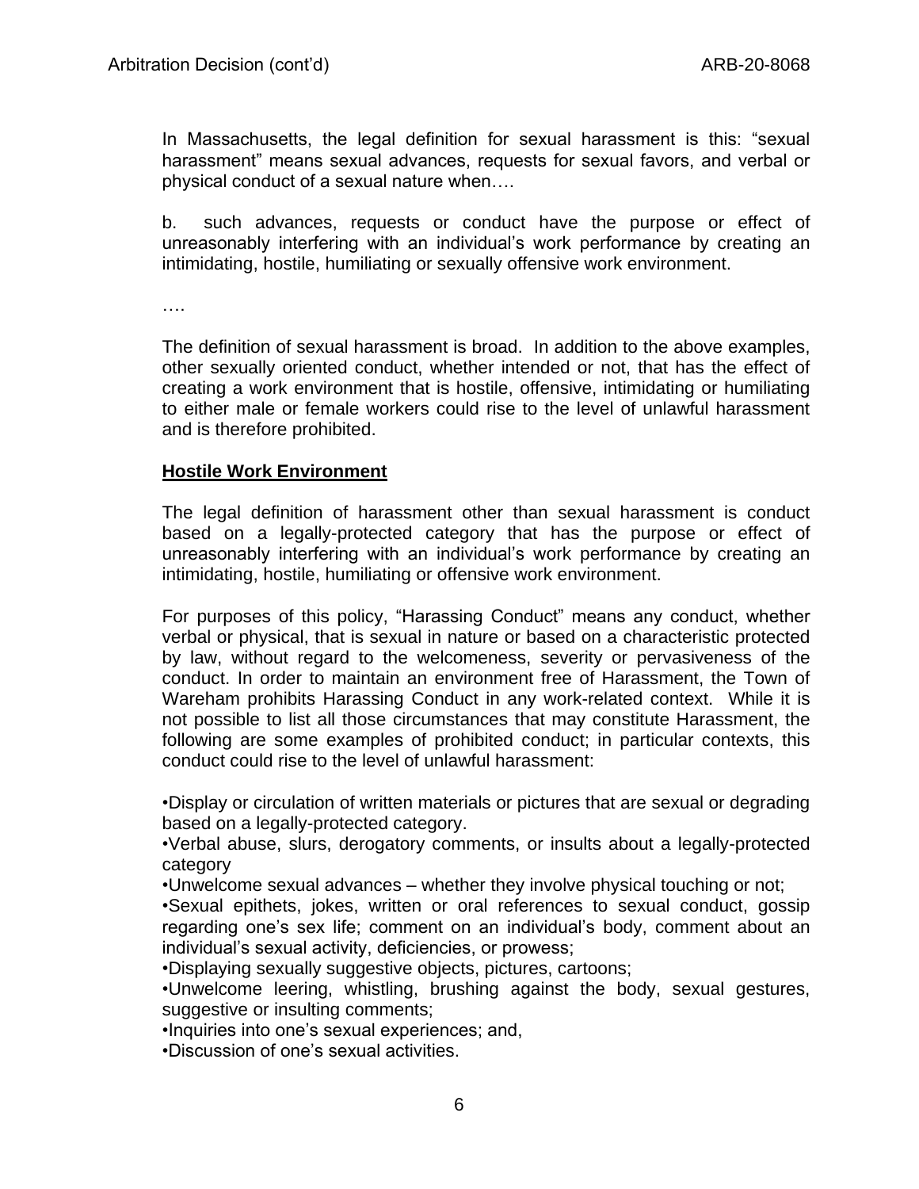In Massachusetts, the legal definition for sexual harassment is this: "sexual harassment" means sexual advances, requests for sexual favors, and verbal or physical conduct of a sexual nature when….

b. such advances, requests or conduct have the purpose or effect of unreasonably interfering with an individual's work performance by creating an intimidating, hostile, humiliating or sexually offensive work environment.

….

The definition of sexual harassment is broad. In addition to the above examples, other sexually oriented conduct, whether intended or not, that has the effect of creating a work environment that is hostile, offensive, intimidating or humiliating to either male or female workers could rise to the level of unlawful harassment and is therefore prohibited.

**Hostile Work Environment**

The legal definition of harassment other than sexual harassment is conduct based on a legally-protected category that has the purpose or effect of unreasonably interfering with an individual's work performance by creating an intimidating, hostile, humiliating or offensive work environment.

For purposes of this policy, "Harassing Conduct" means any conduct, whether verbal or physical, that is sexual in nature or based on a characteristic protected by law, without regard to the welcomeness, severity or pervasiveness of the conduct. In order to maintain an environment free of Harassment, the Town of Wareham prohibits Harassing Conduct in any work-related context. While it is not possible to list all those circumstances that may constitute Harassment, the following are some examples of prohibited conduct; in particular contexts, this conduct could rise to the level of unlawful harassment:

- Display or circulation of written materials or pictures that are sexual or degrading based on a legally-protected category.
- Verbal abuse, slurs, derogatory comments, or insults about a legally-protected category
- Unwelcome sexual advances – whether they involve physical touching or not;
- Sexual epithets, jokes, written or oral references to sexual conduct, gossip regarding one's sex life; comment on an individual's body, comment about an individual's sexual activity, deficiencies, or prowess;
- Displaying sexually suggestive objects, pictures, cartoons;
- Unwelcome leering, whistling, brushing against the body, sexual gestures, suggestive or insulting comments;
- Inquiries into one's sexual experiences; and,
- Discussion of one's sexual activities.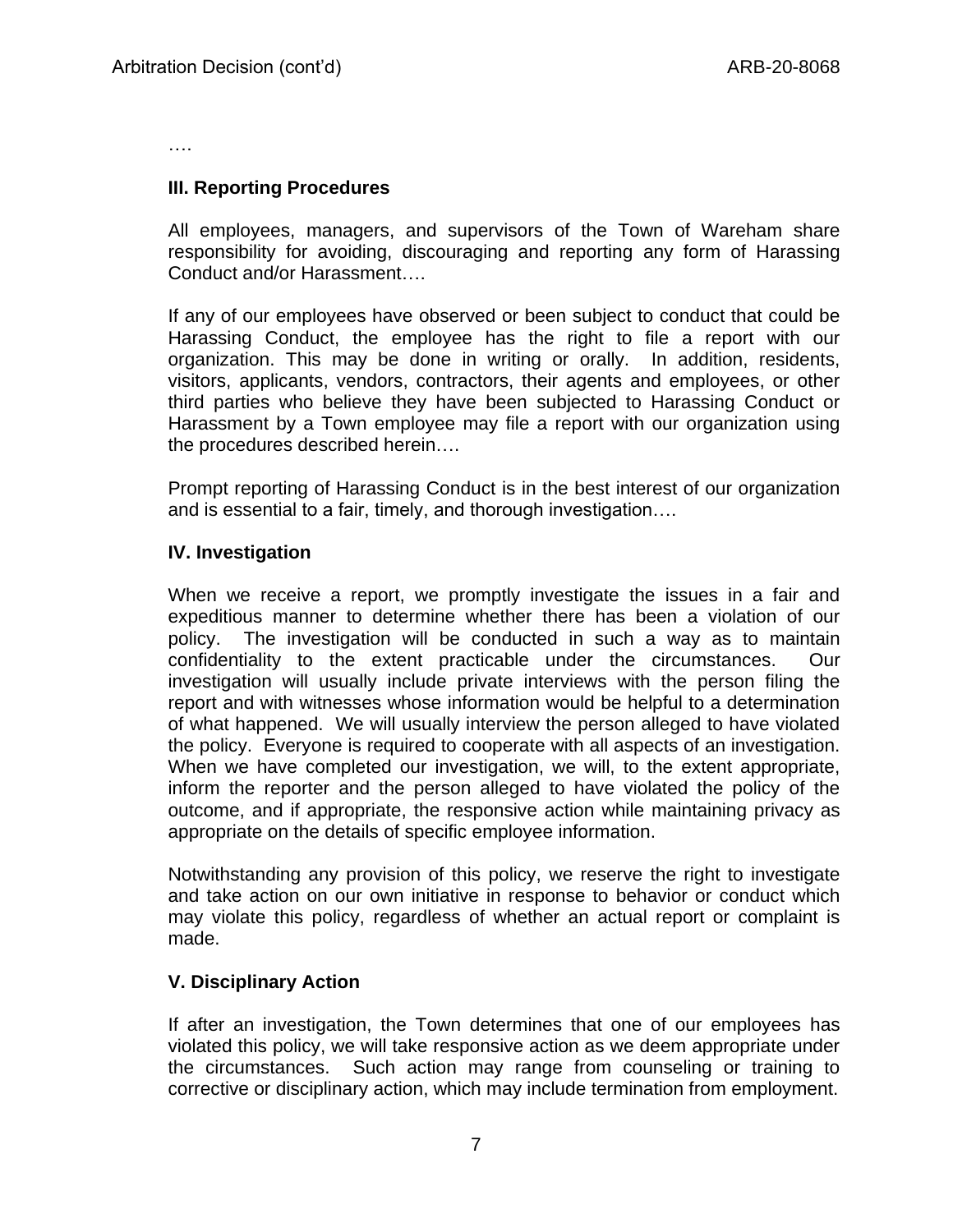….

**III. Reporting Procedures**

All employees, managers, and supervisors of the Town of Wareham share responsibility for avoiding, discouraging and reporting any form of Harassing Conduct and/or Harassment….

If any of our employees have observed or been subject to conduct that could be Harassing Conduct, the employee has the right to file a report with our organization. This may be done in writing or orally. In addition, residents, visitors, applicants, vendors, contractors, their agents and employees, or other third parties who believe they have been subjected to Harassing Conduct or Harassment by a Town employee may file a report with our organization using the procedures described herein….

Prompt reporting of Harassing Conduct is in the best interest of our organization and is essential to a fair, timely, and thorough investigation….

**IV. Investigation**

When we receive a report, we promptly investigate the issues in a fair and expeditious manner to determine whether there has been a violation of our policy. The investigation will be conducted in such a way as to maintain confidentiality to the extent practicable under the circumstances. Our investigation will usually include private interviews with the person filing the report and with witnesses whose information would be helpful to a determination of what happened. We will usually interview the person alleged to have violated the policy. Everyone is required to cooperate with all aspects of an investigation. When we have completed our investigation, we will, to the extent appropriate, inform the reporter and the person alleged to have violated the policy of the outcome, and if appropriate, the responsive action while maintaining privacy as appropriate on the details of specific employee information.

Notwithstanding any provision of this policy, we reserve the right to investigate and take action on our own initiative in response to behavior or conduct which may violate this policy, regardless of whether an actual report or complaint is made.

**V. Disciplinary Action**

If after an investigation, the Town determines that one of our employees has violated this policy, we will take responsive action as we deem appropriate under the circumstances. Such action may range from counseling or training to corrective or disciplinary action, which may include termination from employment.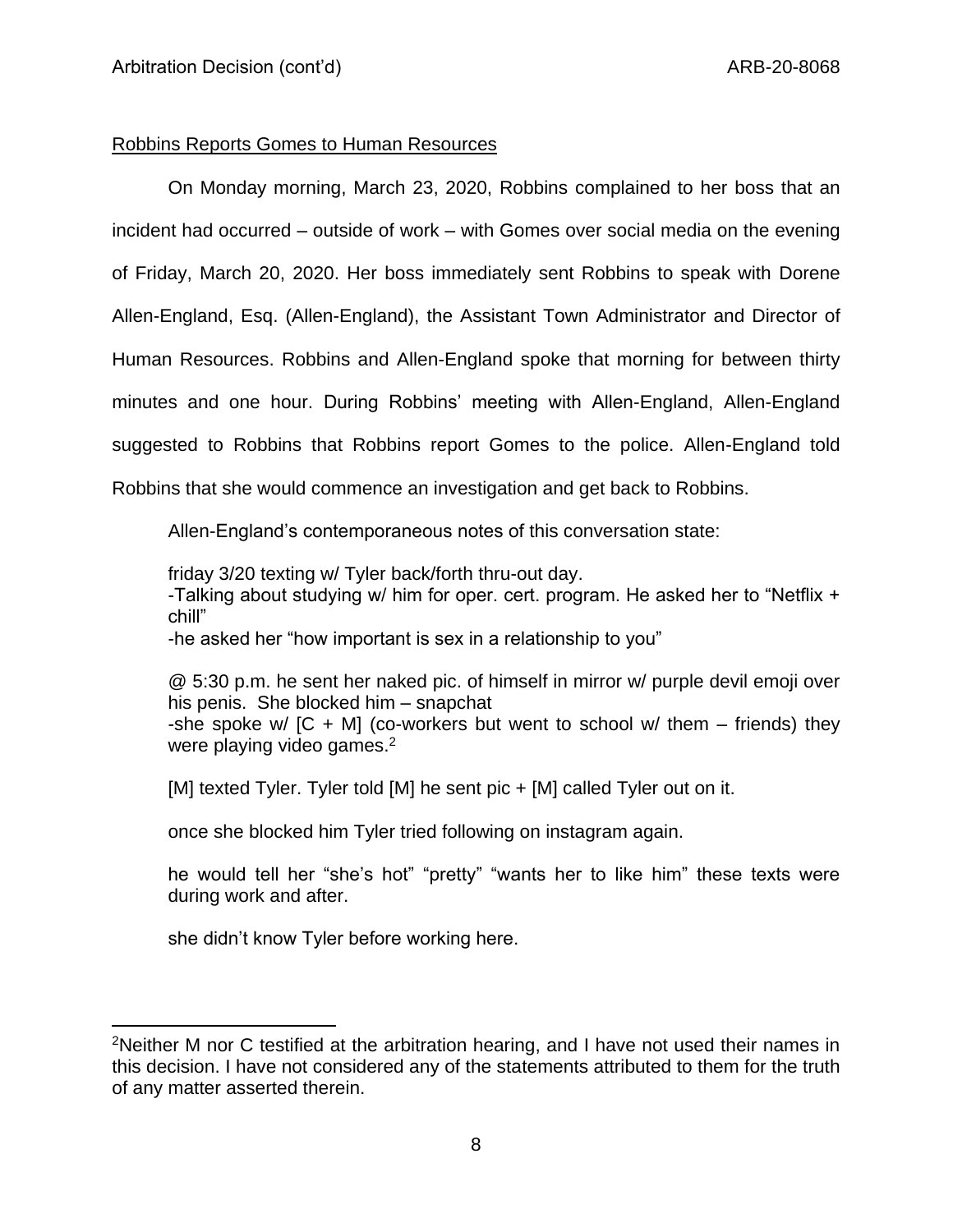## Robbins Reports Gomes to Human Resources

On Monday morning, March 23, 2020, Robbins complained to her boss that an incident had occurred – outside of work – with Gomes over social media on the evening of Friday, March 20, 2020. Her boss immediately sent Robbins to speak with Dorene Allen-England, Esq. (Allen-England), the Assistant Town Administrator and Director of Human Resources. Robbins and Allen-England spoke that morning for between thirty minutes and one hour. During Robbins' meeting with Allen-England, Allen-England suggested to Robbins that Robbins report Gomes to the police. Allen-England told Robbins that she would commence an investigation and get back to Robbins.

Allen-England's contemporaneous notes of this conversation state:

> friday 3/20 texting w/ Tyler back/forth thru-out day.
> -Talking about studying w/ him for oper. cert. program. He asked her to "Netflix + chill"
> -he asked her "how important is sex in a relationship to you"
>
> @ 5:30 p.m. he sent her naked pic. of himself in mirror w/ purple devil emoji over his penis. She blocked him – snapchat
> -she spoke w/ [C + M] (co-workers but went to school w/ them – friends) they were playing video games.[2]
>
> [M] texted Tyler. Tyler told [M] he sent pic + [M] called Tyler out on it.
>
> once she blocked him Tyler tried following on instagram again.
>
> he would tell her "she's hot" "pretty" "wants her to like him" these texts were during work and after.
>
> she didn't know Tyler before working here.

---

[2]Neither M nor C testified at the arbitration hearing, and I have not used their names in this decision. I have not considered any of the statements attributed to them for the truth of any matter asserted therein.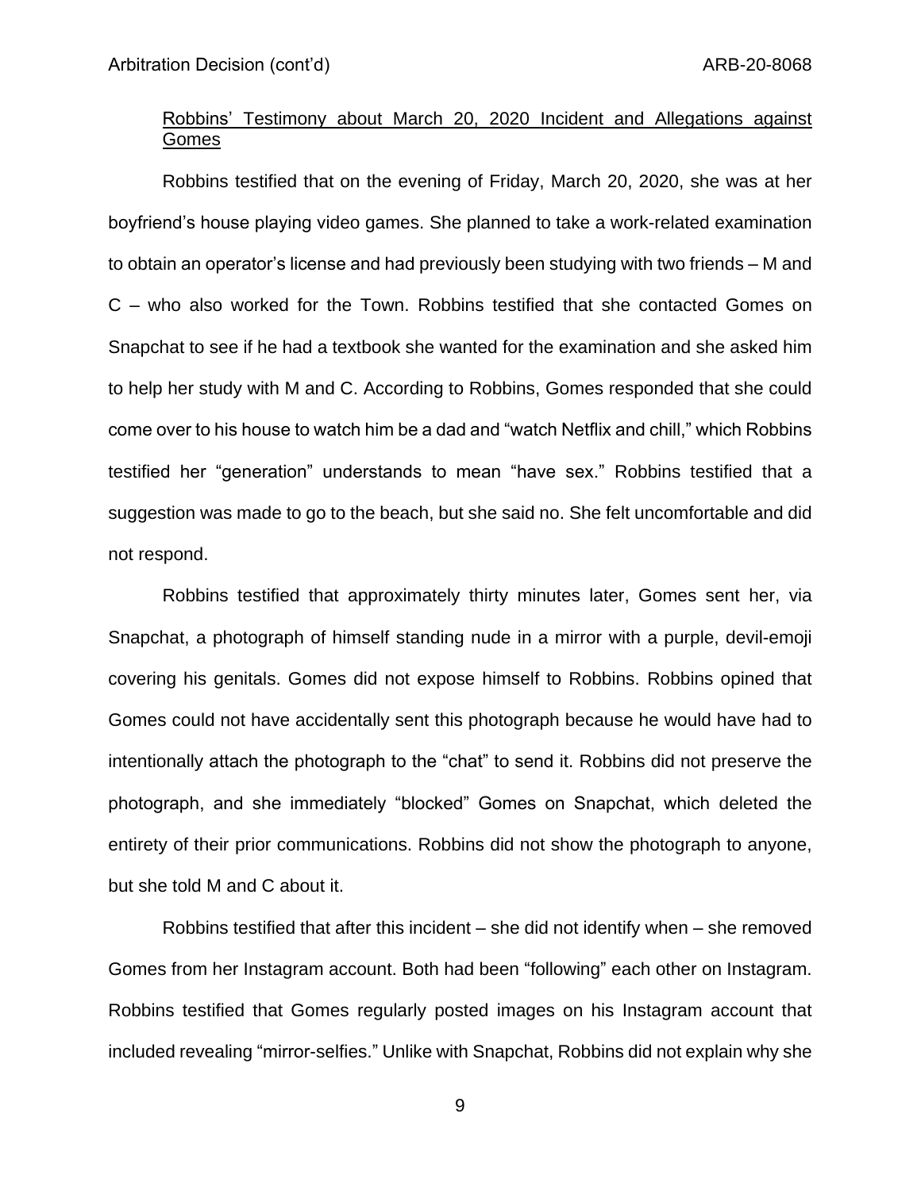<u>Robbins' Testimony about March 20, 2020 Incident and Allegations against Gomes</u>

Robbins testified that on the evening of Friday, March 20, 2020, she was at her boyfriend's house playing video games. She planned to take a work-related examination to obtain an operator's license and had previously been studying with two friends – M and C – who also worked for the Town. Robbins testified that she contacted Gomes on Snapchat to see if he had a textbook she wanted for the examination and she asked him to help her study with M and C. According to Robbins, Gomes responded that she could come over to his house to watch him be a dad and "watch Netflix and chill," which Robbins testified her "generation" understands to mean "have sex." Robbins testified that a suggestion was made to go to the beach, but she said no. She felt uncomfortable and did not respond.

Robbins testified that approximately thirty minutes later, Gomes sent her, via Snapchat, a photograph of himself standing nude in a mirror with a purple, devil-emoji covering his genitals. Gomes did not expose himself to Robbins. Robbins opined that Gomes could not have accidentally sent this photograph because he would have had to intentionally attach the photograph to the "chat" to send it. Robbins did not preserve the photograph, and she immediately "blocked" Gomes on Snapchat, which deleted the entirety of their prior communications. Robbins did not show the photograph to anyone, but she told M and C about it.

Robbins testified that after this incident – she did not identify when – she removed Gomes from her Instagram account. Both had been "following" each other on Instagram. Robbins testified that Gomes regularly posted images on his Instagram account that included revealing "mirror-selfies." Unlike with Snapchat, Robbins did not explain why she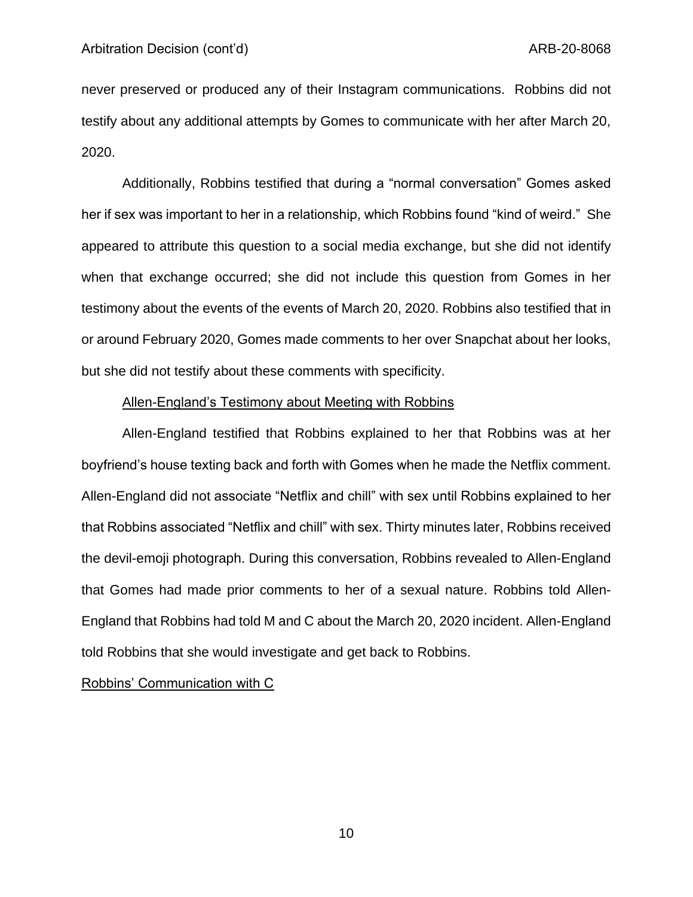never preserved or produced any of their Instagram communications. Robbins did not testify about any additional attempts by Gomes to communicate with her after March 20, 2020.

Additionally, Robbins testified that during a "normal conversation" Gomes asked her if sex was important to her in a relationship, which Robbins found "kind of weird." She appeared to attribute this question to a social media exchange, but she did not identify when that exchange occurred; she did not include this question from Gomes in her testimony about the events of the events of March 20, 2020. Robbins also testified that in or around February 2020, Gomes made comments to her over Snapchat about her looks, but she did not testify about these comments with specificity.

<u>Allen-England's Testimony about Meeting with Robbins</u>

Allen-England testified that Robbins explained to her that Robbins was at her boyfriend's house texting back and forth with Gomes when he made the Netflix comment. Allen-England did not associate "Netflix and chill" with sex until Robbins explained to her that Robbins associated "Netflix and chill" with sex. Thirty minutes later, Robbins received the devil-emoji photograph. During this conversation, Robbins revealed to Allen-England that Gomes had made prior comments to her of a sexual nature. Robbins told Allen-England that Robbins had told M and C about the March 20, 2020 incident. Allen-England told Robbins that she would investigate and get back to Robbins.

<u>Robbins' Communication with C</u>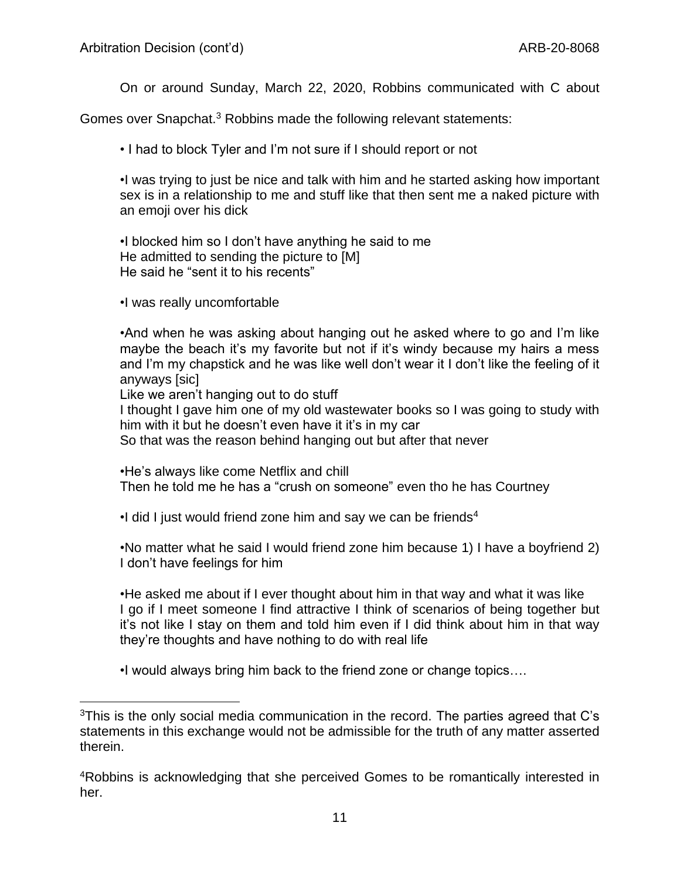On or around Sunday, March 22, 2020, Robbins communicated with C about Gomes over Snapchat.[3] Robbins made the following relevant statements:

> • I had to block Tyler and I'm not sure if I should report or not
>
> •I was trying to just be nice and talk with him and he started asking how important sex is in a relationship to me and stuff like that then sent me a naked picture with an emoji over his dick
>
> •I blocked him so I don't have anything he said to me
> He admitted to sending the picture to [M]
> He said he "sent it to his recents"
>
> •I was really uncomfortable
>
> •And when he was asking about hanging out he asked where to go and I'm like maybe the beach it's my favorite but not if it's windy because my hairs a mess and I'm my chapstick and he was like well don't wear it I don't like the feeling of it anyways [sic]
> Like we aren't hanging out to do stuff
> I thought I gave him one of my old wastewater books so I was going to study with him with it but he doesn't even have it it's in my car
> So that was the reason behind hanging out but after that never
>
> •He's always like come Netflix and chill
> Then he told me he has a "crush on someone" even tho he has Courtney
>
> •I did I just would friend zone him and say we can be friends[4]
>
> •No matter what he said I would friend zone him because 1) I have a boyfriend 2) I don't have feelings for him
>
> •He asked me about if I ever thought about him in that way and what it was like
> I go if I meet someone I find attractive I think of scenarios of being together but it's not like I stay on them and told him even if I did think about him in that way they're thoughts and have nothing to do with real life
>
> •I would always bring him back to the friend zone or change topics….

---

[3]This is the only social media communication in the record. The parties agreed that C's statements in this exchange would not be admissible for the truth of any matter asserted therein.

[4]Robbins is acknowledging that she perceived Gomes to be romantically interested in her.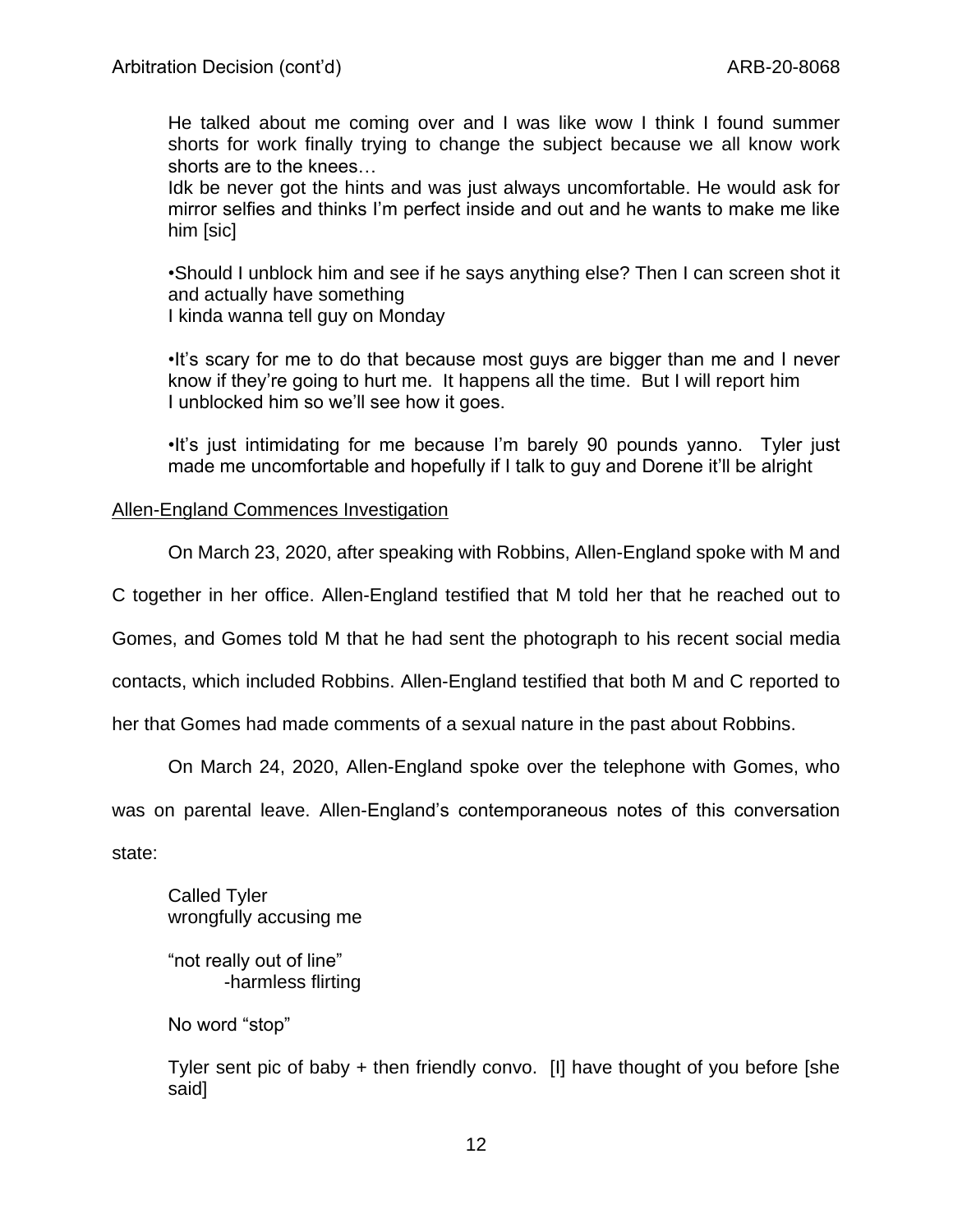He talked about me coming over and I was like wow I think I found summer shorts for work finally trying to change the subject because we all know work shorts are to the knees…
Idk be never got the hints and was just always uncomfortable. He would ask for mirror selfies and thinks I'm perfect inside and out and he wants to make me like him [sic]

•Should I unblock him and see if he says anything else? Then I can screen shot it and actually have something
I kinda wanna tell guy on Monday

•It's scary for me to do that because most guys are bigger than me and I never know if they're going to hurt me. It happens all the time. But I will report him
I unblocked him so we'll see how it goes.

•It's just intimidating for me because I'm barely 90 pounds yanno. Tyler just made me uncomfortable and hopefully if I talk to guy and Dorene it'll be alright

<u>Allen-England Commences Investigation</u>

On March 23, 2020, after speaking with Robbins, Allen-England spoke with M and C together in her office. Allen-England testified that M told her that he reached out to Gomes, and Gomes told M that he had sent the photograph to his recent social media contacts, which included Robbins. Allen-England testified that both M and C reported to her that Gomes had made comments of a sexual nature in the past about Robbins.

On March 24, 2020, Allen-England spoke over the telephone with Gomes, who was on parental leave. Allen-England's contemporaneous notes of this conversation state:

Called Tyler
wrongfully accusing me

"not really out of line"
 -harmless flirting

No word "stop"

Tyler sent pic of baby + then friendly convo. [I] have thought of you before [she said]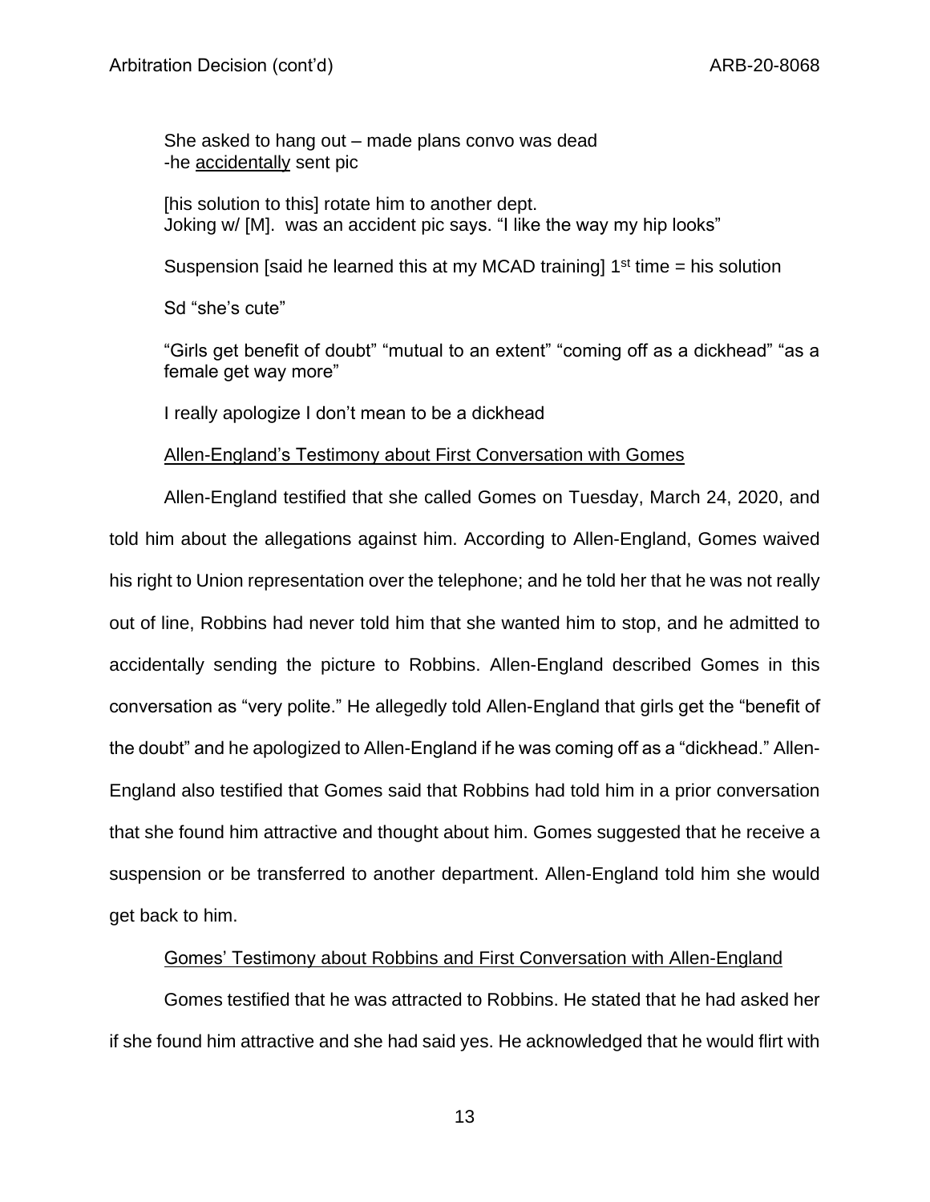She asked to hang out – made plans convo was dead
-he <u>accidentally</u> sent pic

[his solution to this] rotate him to another dept.
Joking w/ [M]. was an accident pic says. "I like the way my hip looks"

Suspension [said he learned this at my MCAD training] 1st time = his solution

Sd "she's cute"

"Girls get benefit of doubt" "mutual to an extent" "coming off as a dickhead" "as a female get way more"

I really apologize I don't mean to be a dickhead

<u>Allen-England's Testimony about First Conversation with Gomes</u>

Allen-England testified that she called Gomes on Tuesday, March 24, 2020, and told him about the allegations against him. According to Allen-England, Gomes waived his right to Union representation over the telephone; and he told her that he was not really out of line, Robbins had never told him that she wanted him to stop, and he admitted to accidentally sending the picture to Robbins. Allen-England described Gomes in this conversation as "very polite." He allegedly told Allen-England that girls get the "benefit of the doubt" and he apologized to Allen-England if he was coming off as a "dickhead." Allen-England also testified that Gomes said that Robbins had told him in a prior conversation that she found him attractive and thought about him. Gomes suggested that he receive a suspension or be transferred to another department. Allen-England told him she would get back to him.

<u>Gomes' Testimony about Robbins and First Conversation with Allen-England</u>

Gomes testified that he was attracted to Robbins. He stated that he had asked her if she found him attractive and she had said yes. He acknowledged that he would flirt with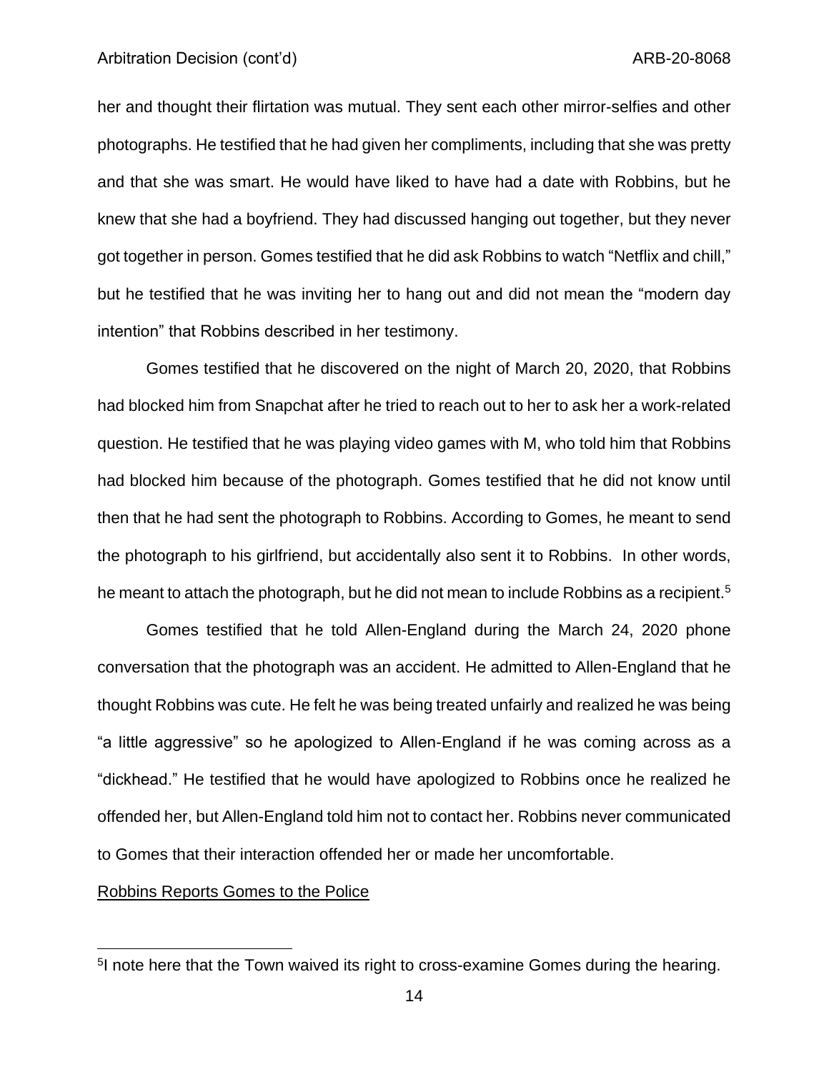her and thought their flirtation was mutual. They sent each other mirror-selfies and other photographs. He testified that he had given her compliments, including that she was pretty and that she was smart. He would have liked to have had a date with Robbins, but he knew that she had a boyfriend. They had discussed hanging out together, but they never got together in person. Gomes testified that he did ask Robbins to watch "Netflix and chill," but he testified that he was inviting her to hang out and did not mean the "modern day intention" that Robbins described in her testimony.

Gomes testified that he discovered on the night of March 20, 2020, that Robbins had blocked him from Snapchat after he tried to reach out to her to ask her a work-related question. He testified that he was playing video games with M, who told him that Robbins had blocked him because of the photograph. Gomes testified that he did not know until then that he had sent the photograph to Robbins. According to Gomes, he meant to send the photograph to his girlfriend, but accidentally also sent it to Robbins. In other words, he meant to attach the photograph, but he did not mean to include Robbins as a recipient.[5]

Gomes testified that he told Allen-England during the March 24, 2020 phone conversation that the photograph was an accident. He admitted to Allen-England that he thought Robbins was cute. He felt he was being treated unfairly and realized he was being "a little aggressive" so he apologized to Allen-England if he was coming across as a "dickhead." He testified that he would have apologized to Robbins once he realized he offended her, but Allen-England told him not to contact her. Robbins never communicated to Gomes that their interaction offended her or made her uncomfortable.

Robbins Reports Gomes to the Police

[5] I note here that the Town waived its right to cross-examine Gomes during the hearing.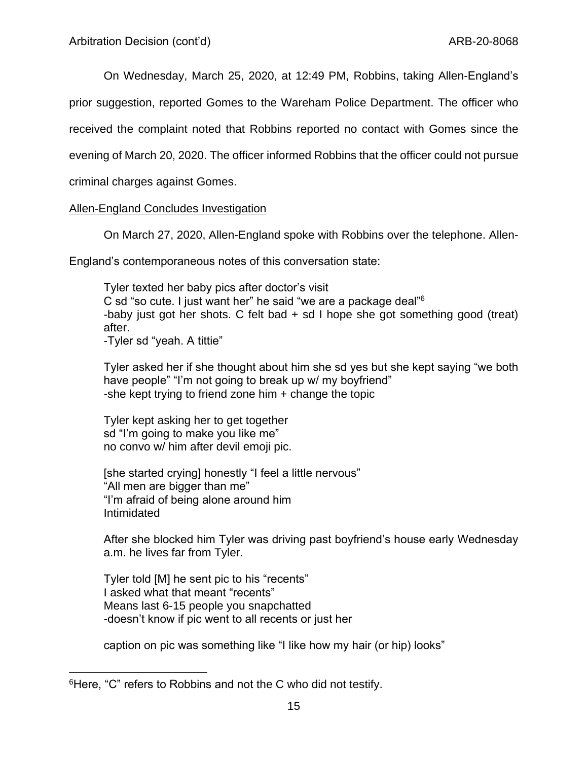On Wednesday, March 25, 2020, at 12:49 PM, Robbins, taking Allen-England's prior suggestion, reported Gomes to the Wareham Police Department. The officer who received the complaint noted that Robbins reported no contact with Gomes since the evening of March 20, 2020. The officer informed Robbins that the officer could not pursue criminal charges against Gomes.

<u>Allen-England Concludes Investigation</u>

On March 27, 2020, Allen-England spoke with Robbins over the telephone. Allen-England's contemporaneous notes of this conversation state:

> Tyler texted her baby pics after doctor's visit
> C sd "so cute. I just want her" he said "we are a package deal"[6]
> -baby just got her shots. C felt bad + sd I hope she got something good (treat) after.
> -Tyler sd "yeah. A tittie"
>
> Tyler asked her if she thought about him she sd yes but she kept saying "we both have people" "I'm not going to break up w/ my boyfriend"
> -she kept trying to friend zone him + change the topic
>
> Tyler kept asking her to get together
> sd "I'm going to make you like me"
> no convo w/ him after devil emoji pic.
>
> [she started crying] honestly "I feel a little nervous"
> "All men are bigger than me"
> "I'm afraid of being alone around him
> Intimidated
>
> After she blocked him Tyler was driving past boyfriend's house early Wednesday a.m. he lives far from Tyler.
>
> Tyler told [M] he sent pic to his "recents"
> I asked what that meant "recents"
> Means last 6-15 people you snapchatted
> -doesn't know if pic went to all recents or just her
>
> caption on pic was something like "I like how my hair (or hip) looks"

---

[6]Here, "C" refers to Robbins and not the C who did not testify.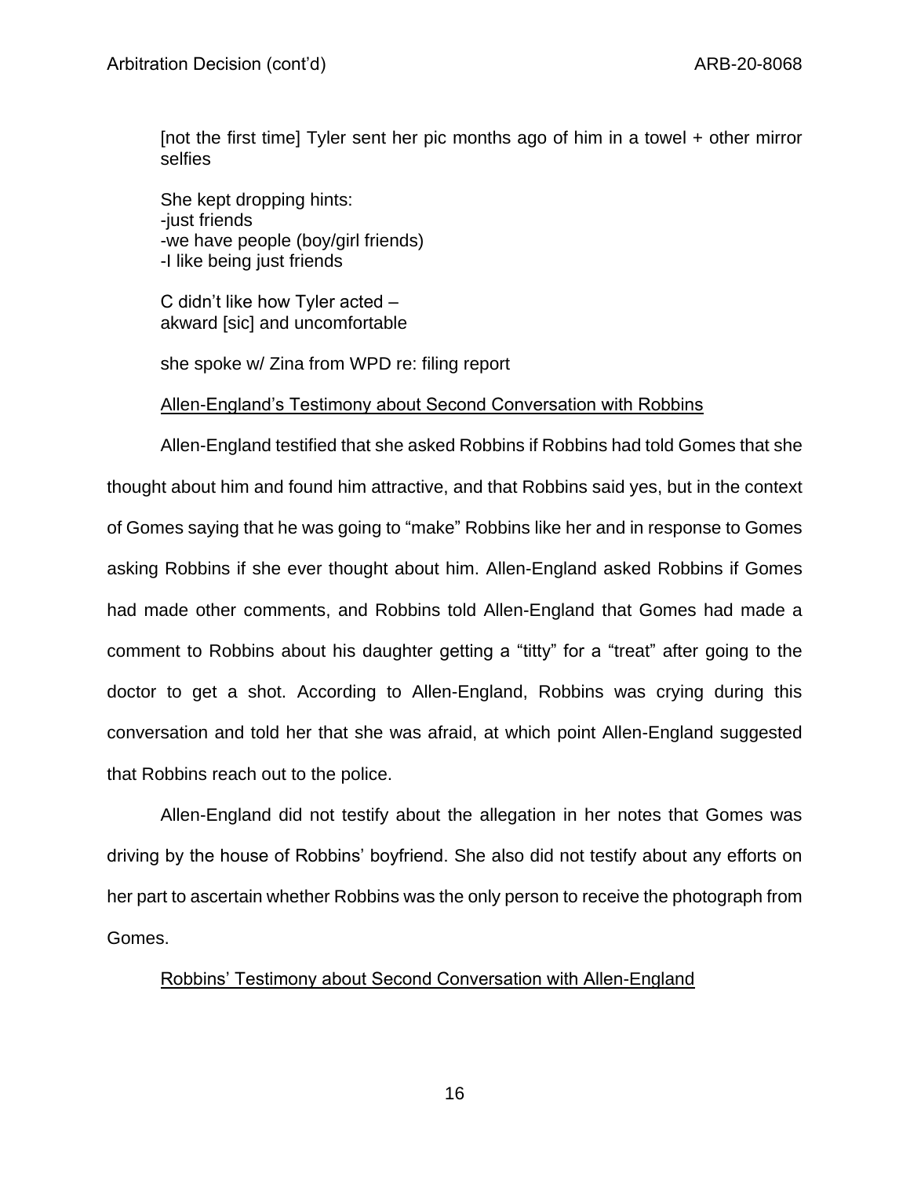[not the first time] Tyler sent her pic months ago of him in a towel + other mirror selfies

She kept dropping hints:
-just friends
-we have people (boy/girl friends)
-I like being just friends

C didn't like how Tyler acted –
akward [sic] and uncomfortable

she spoke w/ Zina from WPD re: filing report

<u>Allen-England's Testimony about Second Conversation with Robbins</u>

Allen-England testified that she asked Robbins if Robbins had told Gomes that she thought about him and found him attractive, and that Robbins said yes, but in the context of Gomes saying that he was going to "make" Robbins like her and in response to Gomes asking Robbins if she ever thought about him. Allen-England asked Robbins if Gomes had made other comments, and Robbins told Allen-England that Gomes had made a comment to Robbins about his daughter getting a "titty" for a "treat" after going to the doctor to get a shot. According to Allen-England, Robbins was crying during this conversation and told her that she was afraid, at which point Allen-England suggested that Robbins reach out to the police.

Allen-England did not testify about the allegation in her notes that Gomes was driving by the house of Robbins' boyfriend. She also did not testify about any efforts on her part to ascertain whether Robbins was the only person to receive the photograph from Gomes.

<u>Robbins' Testimony about Second Conversation with Allen-England</u>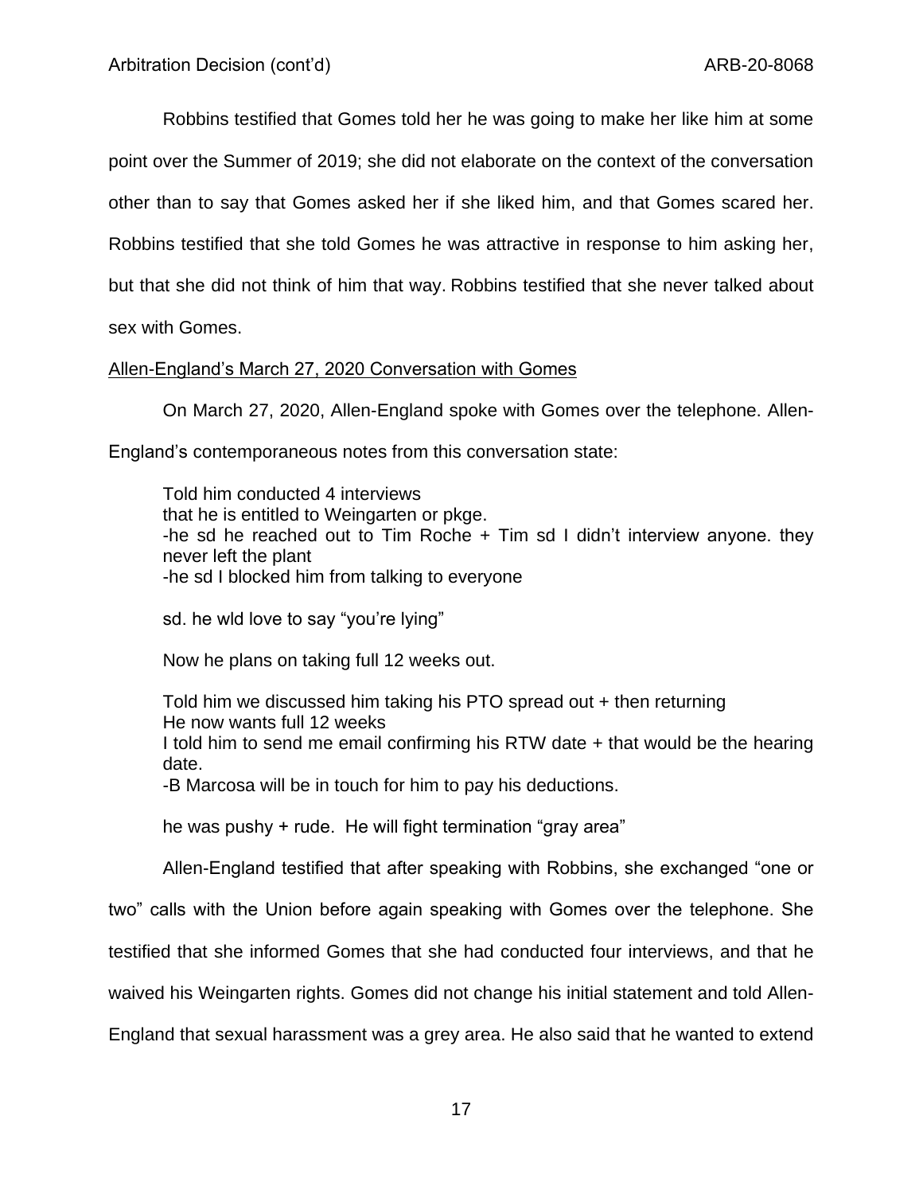Robbins testified that Gomes told her he was going to make her like him at some point over the Summer of 2019; she did not elaborate on the context of the conversation other than to say that Gomes asked her if she liked him, and that Gomes scared her. Robbins testified that she told Gomes he was attractive in response to him asking her, but that she did not think of him that way. Robbins testified that she never talked about sex with Gomes.

<u>Allen-England's March 27, 2020 Conversation with Gomes</u>

On March 27, 2020, Allen-England spoke with Gomes over the telephone. Allen-England's contemporaneous notes from this conversation state:

> Told him conducted 4 interviews
> that he is entitled to Weingarten or pkge.
> -he sd he reached out to Tim Roche + Tim sd I didn't interview anyone. they never left the plant
> -he sd I blocked him from talking to everyone
>
> sd. he wld love to say "you're lying"
>
> Now he plans on taking full 12 weeks out.
>
> Told him we discussed him taking his PTO spread out + then returning
> He now wants full 12 weeks
> I told him to send me email confirming his RTW date + that would be the hearing date.
> -B Marcosa will be in touch for him to pay his deductions.
>
> he was pushy + rude. He will fight termination "gray area"

Allen-England testified that after speaking with Robbins, she exchanged "one or two" calls with the Union before again speaking with Gomes over the telephone. She testified that she informed Gomes that she had conducted four interviews, and that he waived his Weingarten rights. Gomes did not change his initial statement and told Allen-England that sexual harassment was a grey area. He also said that he wanted to extend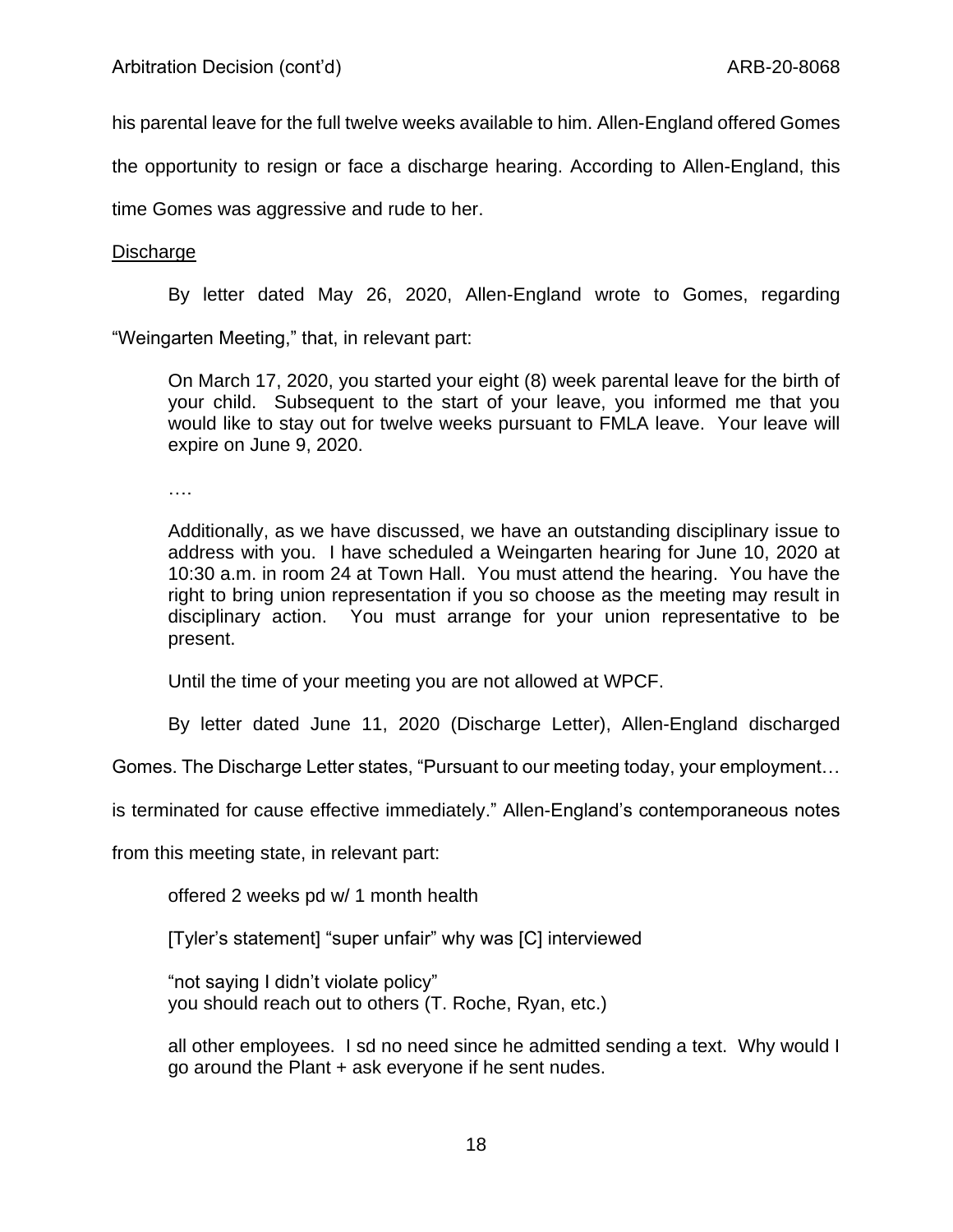his parental leave for the full twelve weeks available to him. Allen-England offered Gomes the opportunity to resign or face a discharge hearing. According to Allen-England, this time Gomes was aggressive and rude to her.

Discharge

By letter dated May 26, 2020, Allen-England wrote to Gomes, regarding "Weingarten Meeting," that, in relevant part:

> On March 17, 2020, you started your eight (8) week parental leave for the birth of your child. Subsequent to the start of your leave, you informed me that you would like to stay out for twelve weeks pursuant to FMLA leave. Your leave will expire on June 9, 2020.
>
> ….
>
> Additionally, as we have discussed, we have an outstanding disciplinary issue to address with you. I have scheduled a Weingarten hearing for June 10, 2020 at 10:30 a.m. in room 24 at Town Hall. You must attend the hearing. You have the right to bring union representation if you so choose as the meeting may result in disciplinary action. You must arrange for your union representative to be present.
>
> Until the time of your meeting you are not allowed at WPCF.

By letter dated June 11, 2020 (Discharge Letter), Allen-England discharged Gomes. The Discharge Letter states, "Pursuant to our meeting today, your employment… is terminated for cause effective immediately." Allen-England's contemporaneous notes from this meeting state, in relevant part:

> offered 2 weeks pd w/ 1 month health
>
> [Tyler's statement] "super unfair" why was [C] interviewed
>
> "not saying I didn't violate policy"
> you should reach out to others (T. Roche, Ryan, etc.)
>
> all other employees. I sd no need since he admitted sending a text. Why would I go around the Plant + ask everyone if he sent nudes.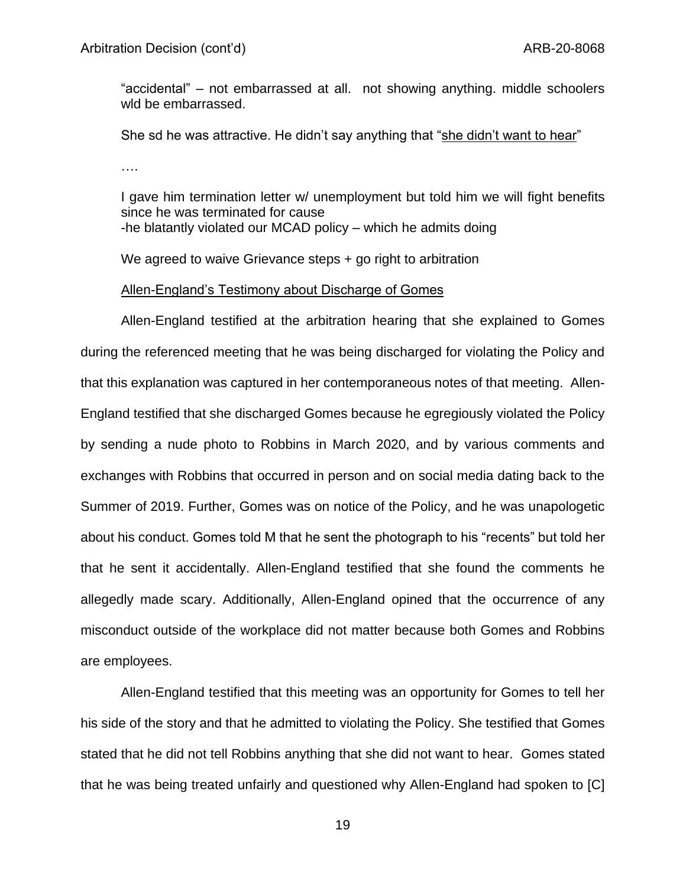"accidental" – not embarrassed at all. not showing anything. middle schoolers wld be embarrassed.

She sd he was attractive. He didn't say anything that "<u>she didn't want to hear</u>"

….

I gave him termination letter w/ unemployment but told him we will fight benefits since he was terminated for cause
-he blatantly violated our MCAD policy – which he admits doing

We agreed to waive Grievance steps + go right to arbitration

<u>Allen-England's Testimony about Discharge of Gomes</u>

Allen-England testified at the arbitration hearing that she explained to Gomes during the referenced meeting that he was being discharged for violating the Policy and that this explanation was captured in her contemporaneous notes of that meeting. Allen-England testified that she discharged Gomes because he egregiously violated the Policy by sending a nude photo to Robbins in March 2020, and by various comments and exchanges with Robbins that occurred in person and on social media dating back to the Summer of 2019. Further, Gomes was on notice of the Policy, and he was unapologetic about his conduct. Gomes told M that he sent the photograph to his "recents" but told her that he sent it accidentally. Allen-England testified that she found the comments he allegedly made scary. Additionally, Allen-England opined that the occurrence of any misconduct outside of the workplace did not matter because both Gomes and Robbins are employees.

Allen-England testified that this meeting was an opportunity for Gomes to tell her his side of the story and that he admitted to violating the Policy. She testified that Gomes stated that he did not tell Robbins anything that she did not want to hear. Gomes stated that he was being treated unfairly and questioned why Allen-England had spoken to [C]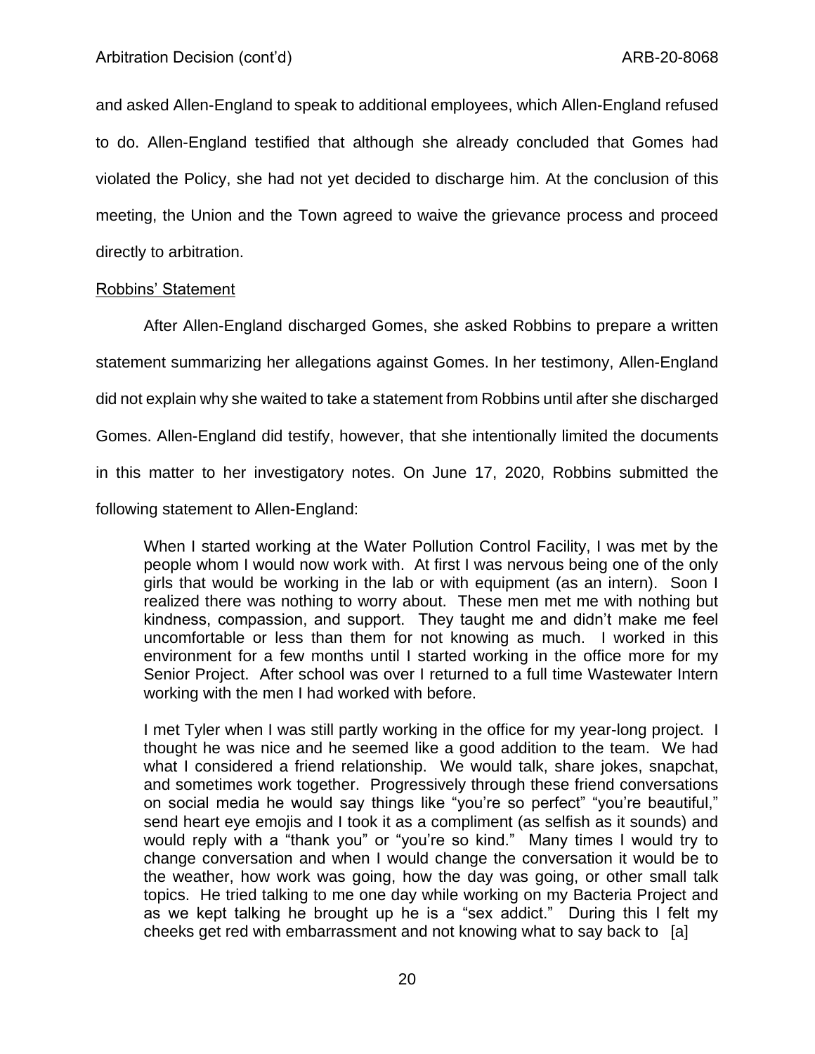and asked Allen-England to speak to additional employees, which Allen-England refused to do. Allen-England testified that although she already concluded that Gomes had violated the Policy, she had not yet decided to discharge him. At the conclusion of this meeting, the Union and the Town agreed to waive the grievance process and proceed directly to arbitration.

Robbins' Statement

After Allen-England discharged Gomes, she asked Robbins to prepare a written statement summarizing her allegations against Gomes. In her testimony, Allen-England did not explain why she waited to take a statement from Robbins until after she discharged Gomes. Allen-England did testify, however, that she intentionally limited the documents in this matter to her investigatory notes. On June 17, 2020, Robbins submitted the following statement to Allen-England:

> When I started working at the Water Pollution Control Facility, I was met by the people whom I would now work with. At first I was nervous being one of the only girls that would be working in the lab or with equipment (as an intern). Soon I realized there was nothing to worry about. These men met me with nothing but kindness, compassion, and support. They taught me and didn't make me feel uncomfortable or less than them for not knowing as much. I worked in this environment for a few months until I started working in the office more for my Senior Project. After school was over I returned to a full time Wastewater Intern working with the men I had worked with before.
>
> I met Tyler when I was still partly working in the office for my year-long project. I thought he was nice and he seemed like a good addition to the team. We had what I considered a friend relationship. We would talk, share jokes, snapchat, and sometimes work together. Progressively through these friend conversations on social media he would say things like "you're so perfect" "you're beautiful," send heart eye emojis and I took it as a compliment (as selfish as it sounds) and would reply with a "thank you" or "you're so kind." Many times I would try to change conversation and when I would change the conversation it would be to the weather, how work was going, how the day was going, or other small talk topics. He tried talking to me one day while working on my Bacteria Project and as we kept talking he brought up he is a "sex addict." During this I felt my cheeks get red with embarrassment and not knowing what to say back to [a]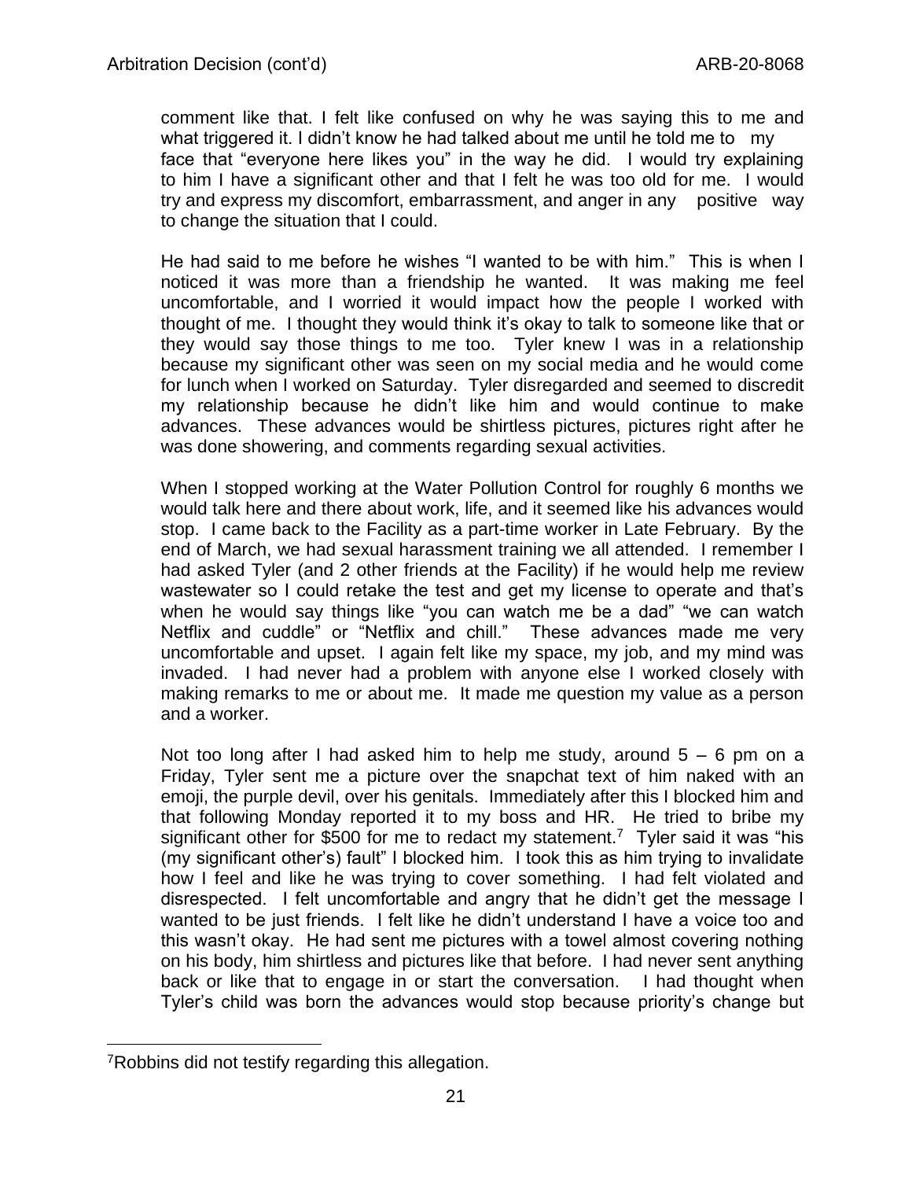comment like that. I felt like confused on why he was saying this to me and what triggered it. I didn't know he had talked about me until he told me to my face that "everyone here likes you" in the way he did. I would try explaining to him I have a significant other and that I felt he was too old for me. I would try and express my discomfort, embarrassment, and anger in any positive way to change the situation that I could.

He had said to me before he wishes "I wanted to be with him." This is when I noticed it was more than a friendship he wanted. It was making me feel uncomfortable, and I worried it would impact how the people I worked with thought of me. I thought they would think it's okay to talk to someone like that or they would say those things to me too. Tyler knew I was in a relationship because my significant other was seen on my social media and he would come for lunch when I worked on Saturday. Tyler disregarded and seemed to discredit my relationship because he didn't like him and would continue to make advances. These advances would be shirtless pictures, pictures right after he was done showering, and comments regarding sexual activities.

When I stopped working at the Water Pollution Control for roughly 6 months we would talk here and there about work, life, and it seemed like his advances would stop. I came back to the Facility as a part-time worker in Late February. By the end of March, we had sexual harassment training we all attended. I remember I had asked Tyler (and 2 other friends at the Facility) if he would help me review wastewater so I could retake the test and get my license to operate and that's when he would say things like "you can watch me be a dad" "we can watch Netflix and cuddle" or "Netflix and chill." These advances made me very uncomfortable and upset. I again felt like my space, my job, and my mind was invaded. I had never had a problem with anyone else I worked closely with making remarks to me or about me. It made me question my value as a person and a worker.

Not too long after I had asked him to help me study, around 5 – 6 pm on a Friday, Tyler sent me a picture over the snapchat text of him naked with an emoji, the purple devil, over his genitals. Immediately after this I blocked him and that following Monday reported it to my boss and HR. He tried to bribe my significant other for $500 for me to redact my statement.[7] Tyler said it was "his (my significant other's) fault" I blocked him. I took this as him trying to invalidate how I feel and like he was trying to cover something. I had felt violated and disrespected. I felt uncomfortable and angry that he didn't get the message I wanted to be just friends. I felt like he didn't understand I have a voice too and this wasn't okay. He had sent me pictures with a towel almost covering nothing on his body, him shirtless and pictures like that before. I had never sent anything back or like that to engage in or start the conversation. I had thought when Tyler's child was born the advances would stop because priority's change but

---

[7]Robbins did not testify regarding this allegation.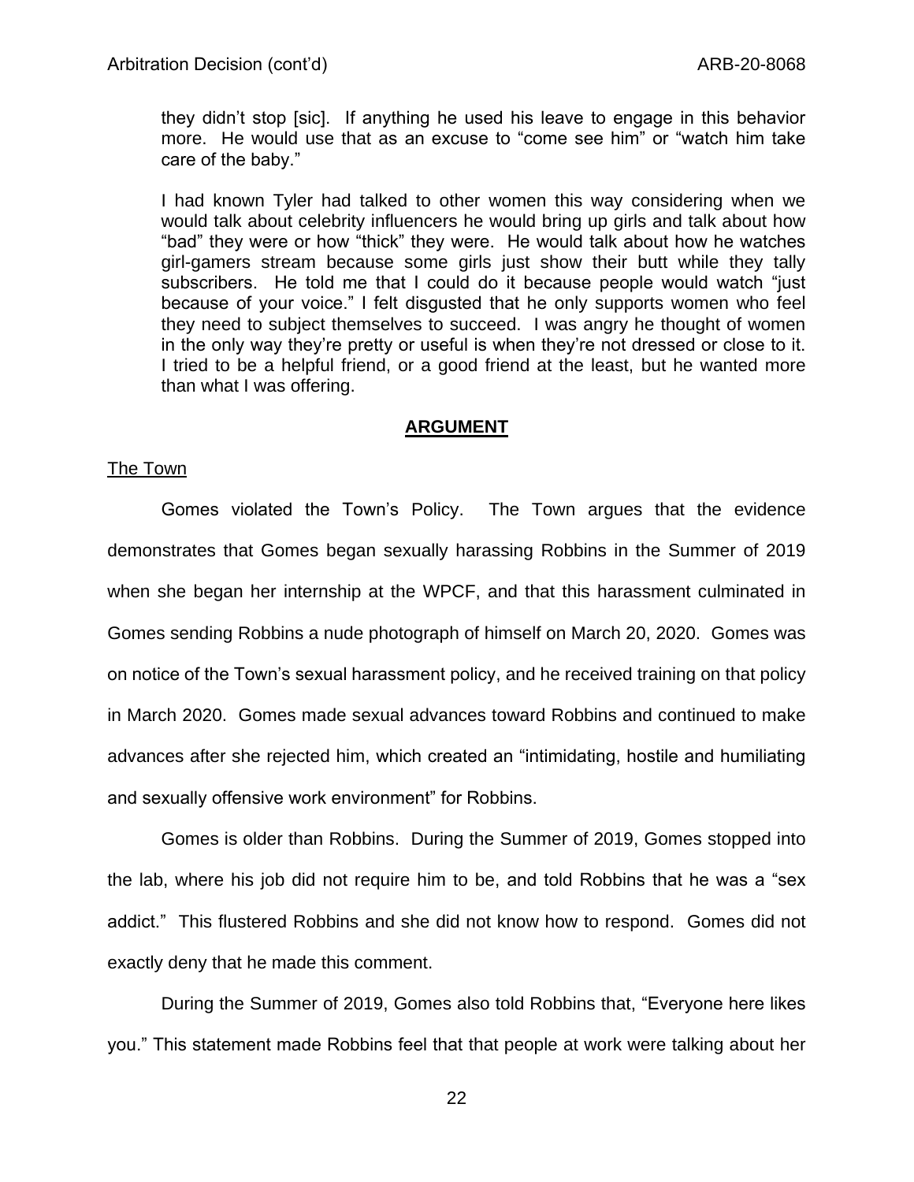they didn't stop [sic]. If anything he used his leave to engage in this behavior more. He would use that as an excuse to "come see him" or "watch him take care of the baby."

I had known Tyler had talked to other women this way considering when we would talk about celebrity influencers he would bring up girls and talk about how "bad" they were or how "thick" they were. He would talk about how he watches girl-gamers stream because some girls just show their butt while they tally subscribers. He told me that I could do it because people would watch "just because of your voice." I felt disgusted that he only supports women who feel they need to subject themselves to succeed. I was angry he thought of women in the only way they're pretty or useful is when they're not dressed or close to it. I tried to be a helpful friend, or a good friend at the least, but he wanted more than what I was offering.

## **ARGUMENT**

The Town

Gomes violated the Town's Policy. The Town argues that the evidence demonstrates that Gomes began sexually harassing Robbins in the Summer of 2019 when she began her internship at the WPCF, and that this harassment culminated in Gomes sending Robbins a nude photograph of himself on March 20, 2020. Gomes was on notice of the Town's sexual harassment policy, and he received training on that policy in March 2020. Gomes made sexual advances toward Robbins and continued to make advances after she rejected him, which created an "intimidating, hostile and humiliating and sexually offensive work environment" for Robbins.

Gomes is older than Robbins. During the Summer of 2019, Gomes stopped into the lab, where his job did not require him to be, and told Robbins that he was a "sex addict." This flustered Robbins and she did not know how to respond. Gomes did not exactly deny that he made this comment.

During the Summer of 2019, Gomes also told Robbins that, "Everyone here likes you." This statement made Robbins feel that that people at work were talking about her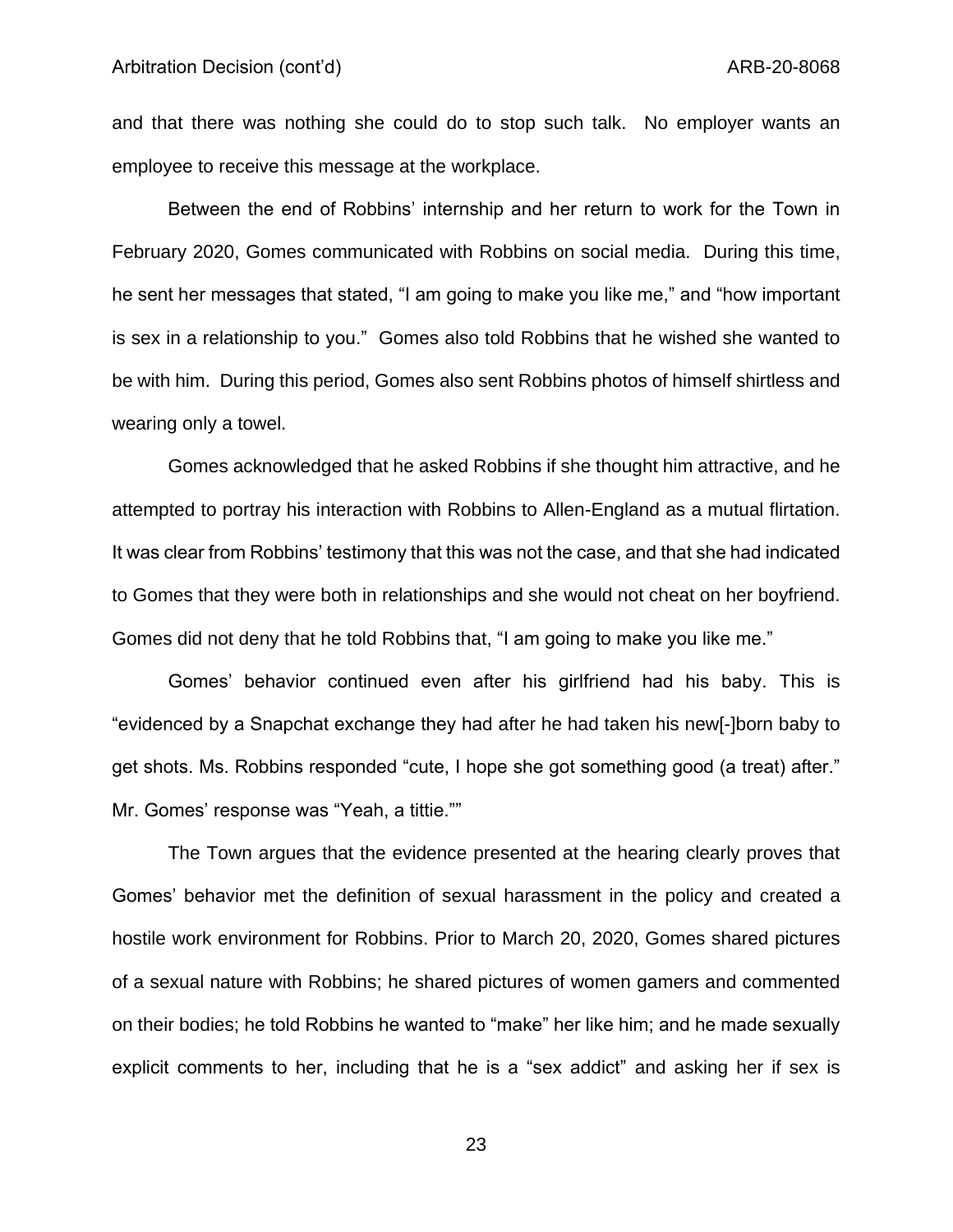and that there was nothing she could do to stop such talk. No employer wants an employee to receive this message at the workplace.

Between the end of Robbins' internship and her return to work for the Town in February 2020, Gomes communicated with Robbins on social media. During this time, he sent her messages that stated, "I am going to make you like me," and "how important is sex in a relationship to you." Gomes also told Robbins that he wished she wanted to be with him. During this period, Gomes also sent Robbins photos of himself shirtless and wearing only a towel.

Gomes acknowledged that he asked Robbins if she thought him attractive, and he attempted to portray his interaction with Robbins to Allen-England as a mutual flirtation. It was clear from Robbins' testimony that this was not the case, and that she had indicated to Gomes that they were both in relationships and she would not cheat on her boyfriend. Gomes did not deny that he told Robbins that, "I am going to make you like me."

Gomes' behavior continued even after his girlfriend had his baby. This is "evidenced by a Snapchat exchange they had after he had taken his new[-]born baby to get shots. Ms. Robbins responded "cute, I hope she got something good (a treat) after." Mr. Gomes' response was "Yeah, a tittie.""

The Town argues that the evidence presented at the hearing clearly proves that Gomes' behavior met the definition of sexual harassment in the policy and created a hostile work environment for Robbins. Prior to March 20, 2020, Gomes shared pictures of a sexual nature with Robbins; he shared pictures of women gamers and commented on their bodies; he told Robbins he wanted to "make" her like him; and he made sexually explicit comments to her, including that he is a "sex addict" and asking her if sex is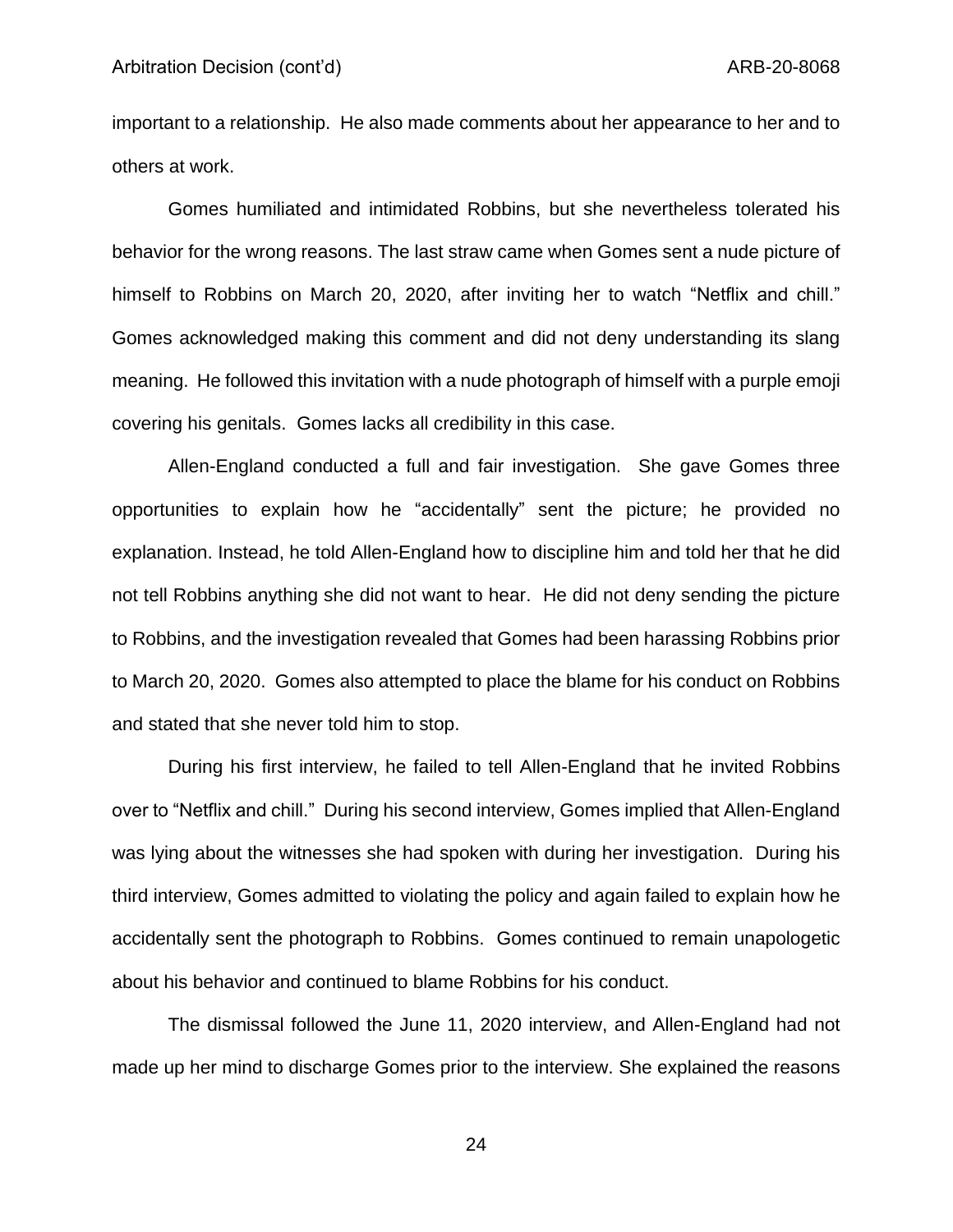important to a relationship. He also made comments about her appearance to her and to others at work.

Gomes humiliated and intimidated Robbins, but she nevertheless tolerated his behavior for the wrong reasons. The last straw came when Gomes sent a nude picture of himself to Robbins on March 20, 2020, after inviting her to watch "Netflix and chill." Gomes acknowledged making this comment and did not deny understanding its slang meaning. He followed this invitation with a nude photograph of himself with a purple emoji covering his genitals. Gomes lacks all credibility in this case.

Allen-England conducted a full and fair investigation. She gave Gomes three opportunities to explain how he "accidentally" sent the picture; he provided no explanation. Instead, he told Allen-England how to discipline him and told her that he did not tell Robbins anything she did not want to hear. He did not deny sending the picture to Robbins, and the investigation revealed that Gomes had been harassing Robbins prior to March 20, 2020. Gomes also attempted to place the blame for his conduct on Robbins and stated that she never told him to stop.

During his first interview, he failed to tell Allen-England that he invited Robbins over to "Netflix and chill." During his second interview, Gomes implied that Allen-England was lying about the witnesses she had spoken with during her investigation. During his third interview, Gomes admitted to violating the policy and again failed to explain how he accidentally sent the photograph to Robbins. Gomes continued to remain unapologetic about his behavior and continued to blame Robbins for his conduct.

The dismissal followed the June 11, 2020 interview, and Allen-England had not made up her mind to discharge Gomes prior to the interview. She explained the reasons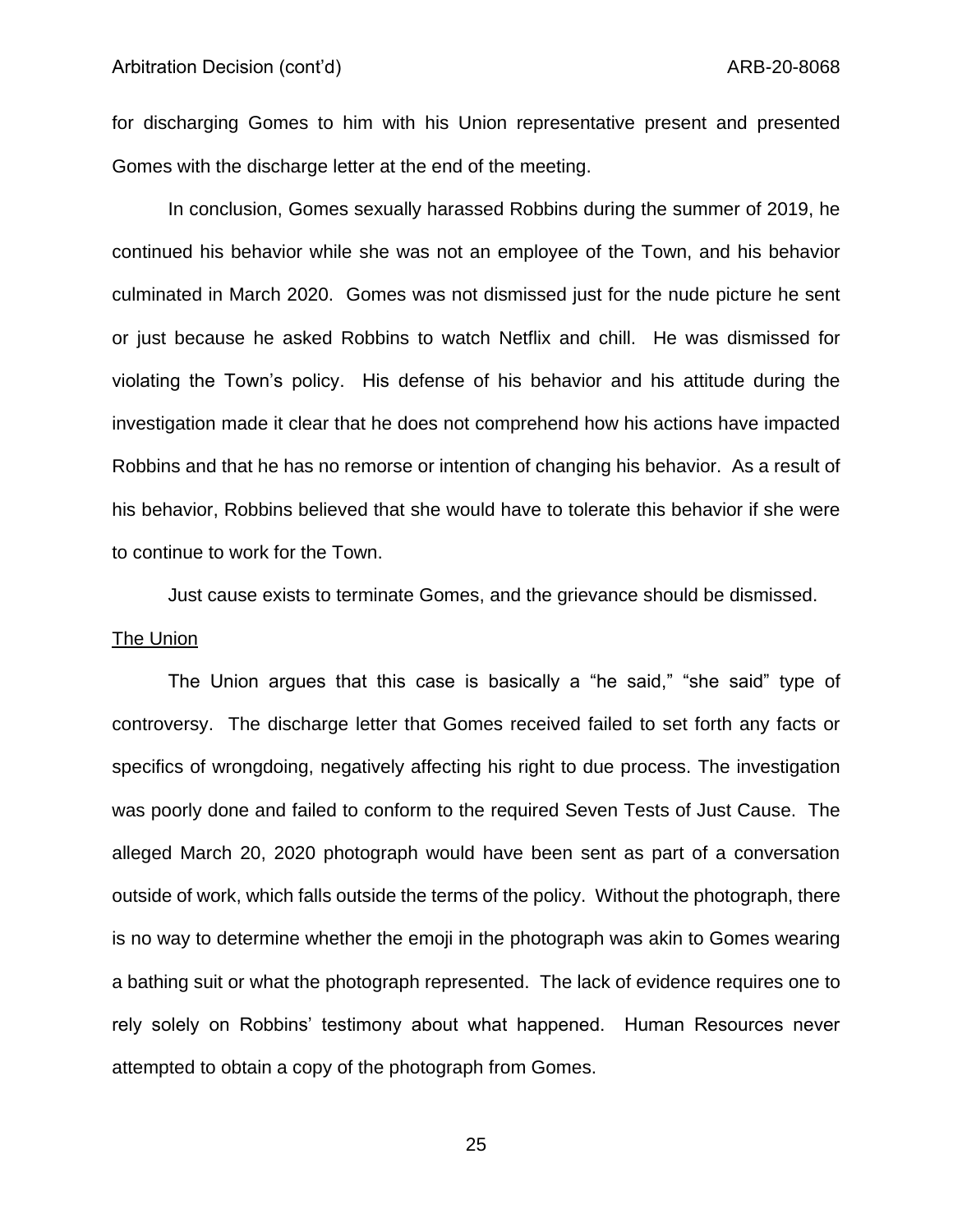for discharging Gomes to him with his Union representative present and presented Gomes with the discharge letter at the end of the meeting.

In conclusion, Gomes sexually harassed Robbins during the summer of 2019, he continued his behavior while she was not an employee of the Town, and his behavior culminated in March 2020. Gomes was not dismissed just for the nude picture he sent or just because he asked Robbins to watch Netflix and chill. He was dismissed for violating the Town's policy. His defense of his behavior and his attitude during the investigation made it clear that he does not comprehend how his actions have impacted Robbins and that he has no remorse or intention of changing his behavior. As a result of his behavior, Robbins believed that she would have to tolerate this behavior if she were to continue to work for the Town.

Just cause exists to terminate Gomes, and the grievance should be dismissed.

<u>The Union</u>

The Union argues that this case is basically a "he said," "she said" type of controversy. The discharge letter that Gomes received failed to set forth any facts or specifics of wrongdoing, negatively affecting his right to due process. The investigation was poorly done and failed to conform to the required Seven Tests of Just Cause. The alleged March 20, 2020 photograph would have been sent as part of a conversation outside of work, which falls outside the terms of the policy. Without the photograph, there is no way to determine whether the emoji in the photograph was akin to Gomes wearing a bathing suit or what the photograph represented. The lack of evidence requires one to rely solely on Robbins' testimony about what happened. Human Resources never attempted to obtain a copy of the photograph from Gomes.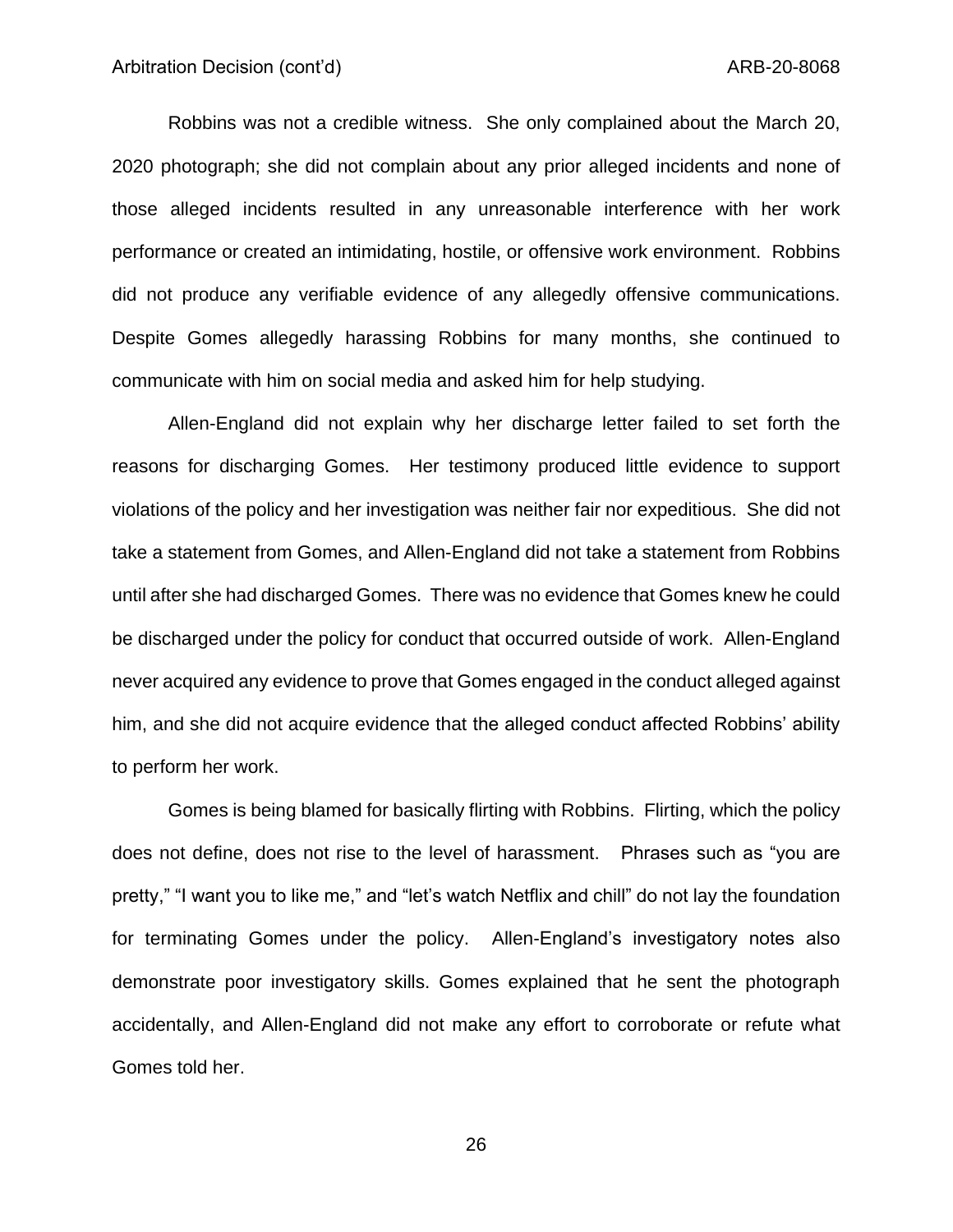Robbins was not a credible witness. She only complained about the March 20, 2020 photograph; she did not complain about any prior alleged incidents and none of those alleged incidents resulted in any unreasonable interference with her work performance or created an intimidating, hostile, or offensive work environment. Robbins did not produce any verifiable evidence of any allegedly offensive communications. Despite Gomes allegedly harassing Robbins for many months, she continued to communicate with him on social media and asked him for help studying.

Allen-England did not explain why her discharge letter failed to set forth the reasons for discharging Gomes. Her testimony produced little evidence to support violations of the policy and her investigation was neither fair nor expeditious. She did not take a statement from Gomes, and Allen-England did not take a statement from Robbins until after she had discharged Gomes. There was no evidence that Gomes knew he could be discharged under the policy for conduct that occurred outside of work. Allen-England never acquired any evidence to prove that Gomes engaged in the conduct alleged against him, and she did not acquire evidence that the alleged conduct affected Robbins' ability to perform her work.

Gomes is being blamed for basically flirting with Robbins. Flirting, which the policy does not define, does not rise to the level of harassment. Phrases such as "you are pretty," "I want you to like me," and "let's watch Netflix and chill" do not lay the foundation for terminating Gomes under the policy. Allen-England's investigatory notes also demonstrate poor investigatory skills. Gomes explained that he sent the photograph accidentally, and Allen-England did not make any effort to corroborate or refute what Gomes told her.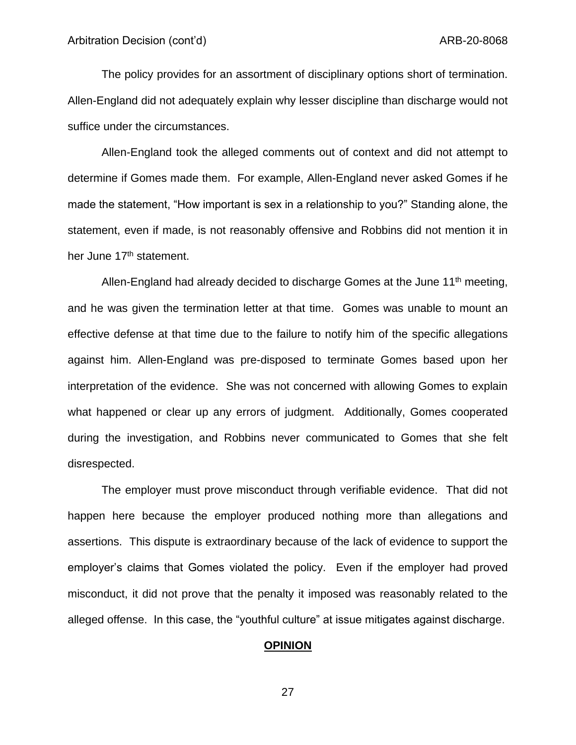The policy provides for an assortment of disciplinary options short of termination. Allen-England did not adequately explain why lesser discipline than discharge would not suffice under the circumstances.

Allen-England took the alleged comments out of context and did not attempt to determine if Gomes made them. For example, Allen-England never asked Gomes if he made the statement, "How important is sex in a relationship to you?" Standing alone, the statement, even if made, is not reasonably offensive and Robbins did not mention it in her June 17th statement.

Allen-England had already decided to discharge Gomes at the June 11th meeting, and he was given the termination letter at that time. Gomes was unable to mount an effective defense at that time due to the failure to notify him of the specific allegations against him. Allen-England was pre-disposed to terminate Gomes based upon her interpretation of the evidence. She was not concerned with allowing Gomes to explain what happened or clear up any errors of judgment. Additionally, Gomes cooperated during the investigation, and Robbins never communicated to Gomes that she felt disrespected.

The employer must prove misconduct through verifiable evidence. That did not happen here because the employer produced nothing more than allegations and assertions. This dispute is extraordinary because of the lack of evidence to support the employer's claims that Gomes violated the policy. Even if the employer had proved misconduct, it did not prove that the penalty it imposed was reasonably related to the alleged offense. In this case, the "youthful culture" at issue mitigates against discharge.

## OPINION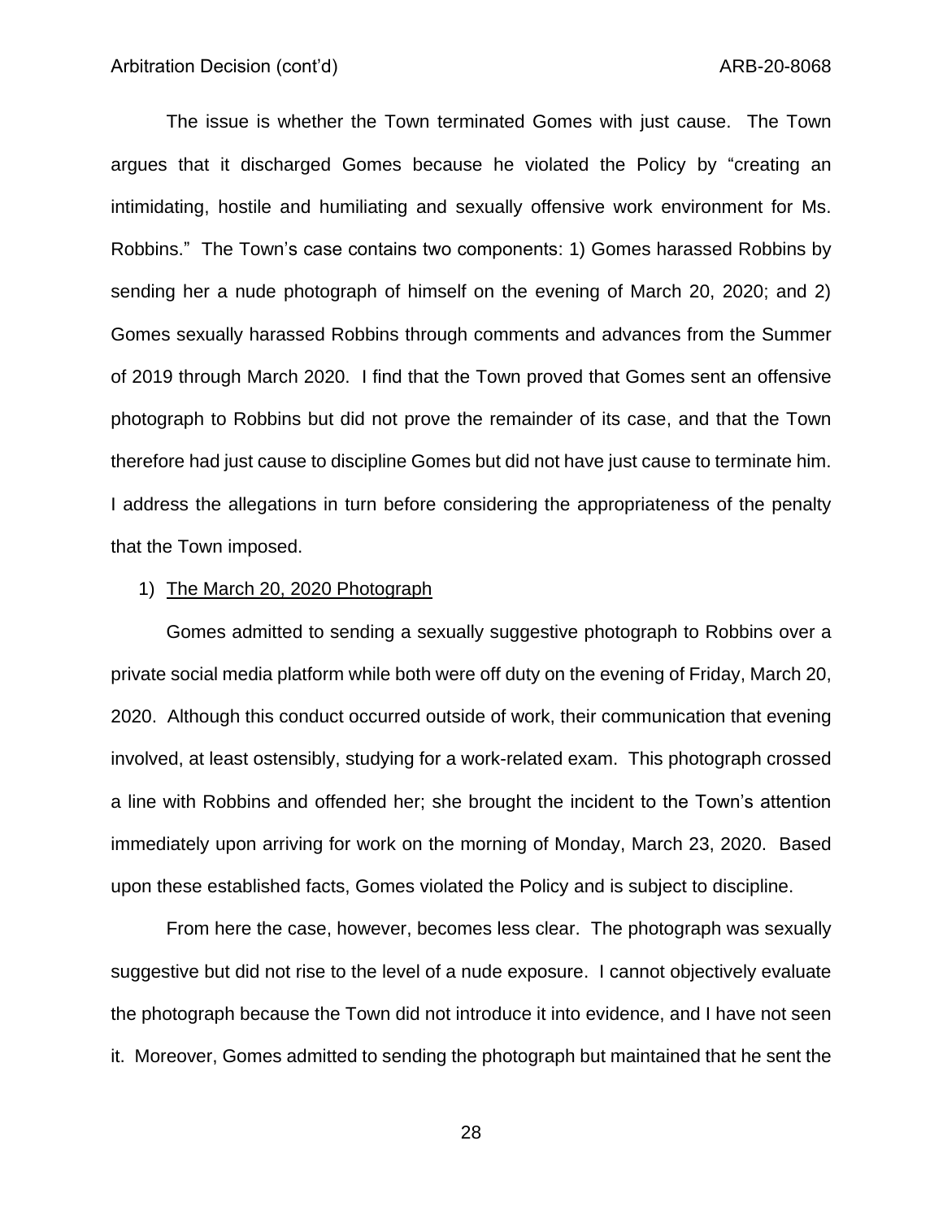The issue is whether the Town terminated Gomes with just cause. The Town argues that it discharged Gomes because he violated the Policy by "creating an intimidating, hostile and humiliating and sexually offensive work environment for Ms. Robbins." The Town's case contains two components: 1) Gomes harassed Robbins by sending her a nude photograph of himself on the evening of March 20, 2020; and 2) Gomes sexually harassed Robbins through comments and advances from the Summer of 2019 through March 2020. I find that the Town proved that Gomes sent an offensive photograph to Robbins but did not prove the remainder of its case, and that the Town therefore had just cause to discipline Gomes but did not have just cause to terminate him. I address the allegations in turn before considering the appropriateness of the penalty that the Town imposed.

1) <u>The March 20, 2020 Photograph</u>

Gomes admitted to sending a sexually suggestive photograph to Robbins over a private social media platform while both were off duty on the evening of Friday, March 20, 2020. Although this conduct occurred outside of work, their communication that evening involved, at least ostensibly, studying for a work-related exam. This photograph crossed a line with Robbins and offended her; she brought the incident to the Town's attention immediately upon arriving for work on the morning of Monday, March 23, 2020. Based upon these established facts, Gomes violated the Policy and is subject to discipline.

From here the case, however, becomes less clear. The photograph was sexually suggestive but did not rise to the level of a nude exposure. I cannot objectively evaluate the photograph because the Town did not introduce it into evidence, and I have not seen it. Moreover, Gomes admitted to sending the photograph but maintained that he sent the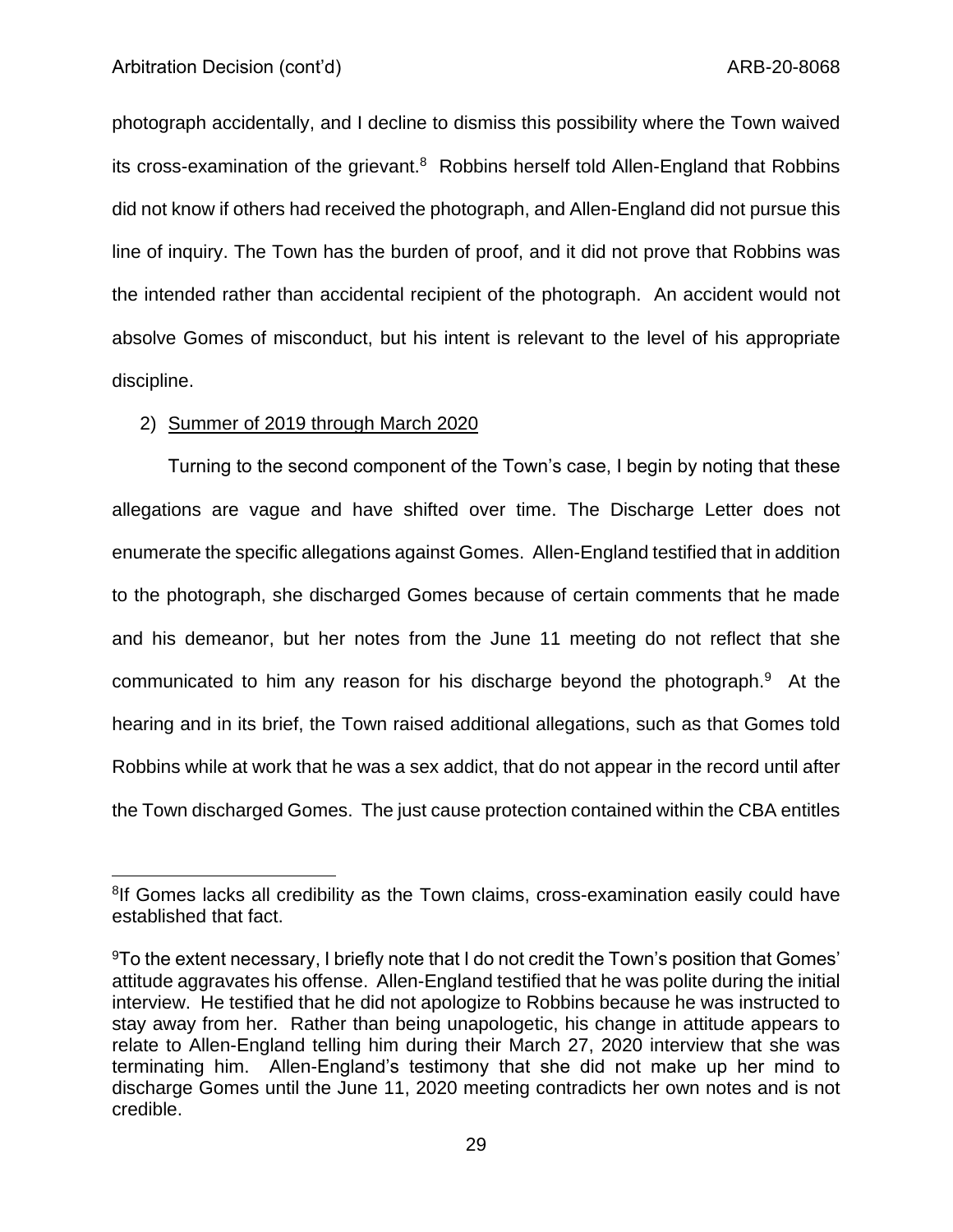photograph accidentally, and I decline to dismiss this possibility where the Town waived its cross-examination of the grievant.[8] Robbins herself told Allen-England that Robbins did not know if others had received the photograph, and Allen-England did not pursue this line of inquiry. The Town has the burden of proof, and it did not prove that Robbins was the intended rather than accidental recipient of the photograph. An accident would not absolve Gomes of misconduct, but his intent is relevant to the level of his appropriate discipline.

2) <u>Summer of 2019 through March 2020</u>

Turning to the second component of the Town's case, I begin by noting that these allegations are vague and have shifted over time. The Discharge Letter does not enumerate the specific allegations against Gomes. Allen-England testified that in addition to the photograph, she discharged Gomes because of certain comments that he made and his demeanor, but her notes from the June 11 meeting do not reflect that she communicated to him any reason for his discharge beyond the photograph.[9] At the hearing and in its brief, the Town raised additional allegations, such as that Gomes told Robbins while at work that he was a sex addict, that do not appear in the record until after the Town discharged Gomes. The just cause protection contained within the CBA entitles

---

[8] If Gomes lacks all credibility as the Town claims, cross-examination easily could have established that fact.

[9] To the extent necessary, I briefly note that I do not credit the Town's position that Gomes' attitude aggravates his offense. Allen-England testified that he was polite during the initial interview. He testified that he did not apologize to Robbins because he was instructed to stay away from her. Rather than being unapologetic, his change in attitude appears to relate to Allen-England telling him during their March 27, 2020 interview that she was terminating him. Allen-England's testimony that she did not make up her mind to discharge Gomes until the June 11, 2020 meeting contradicts her own notes and is not credible.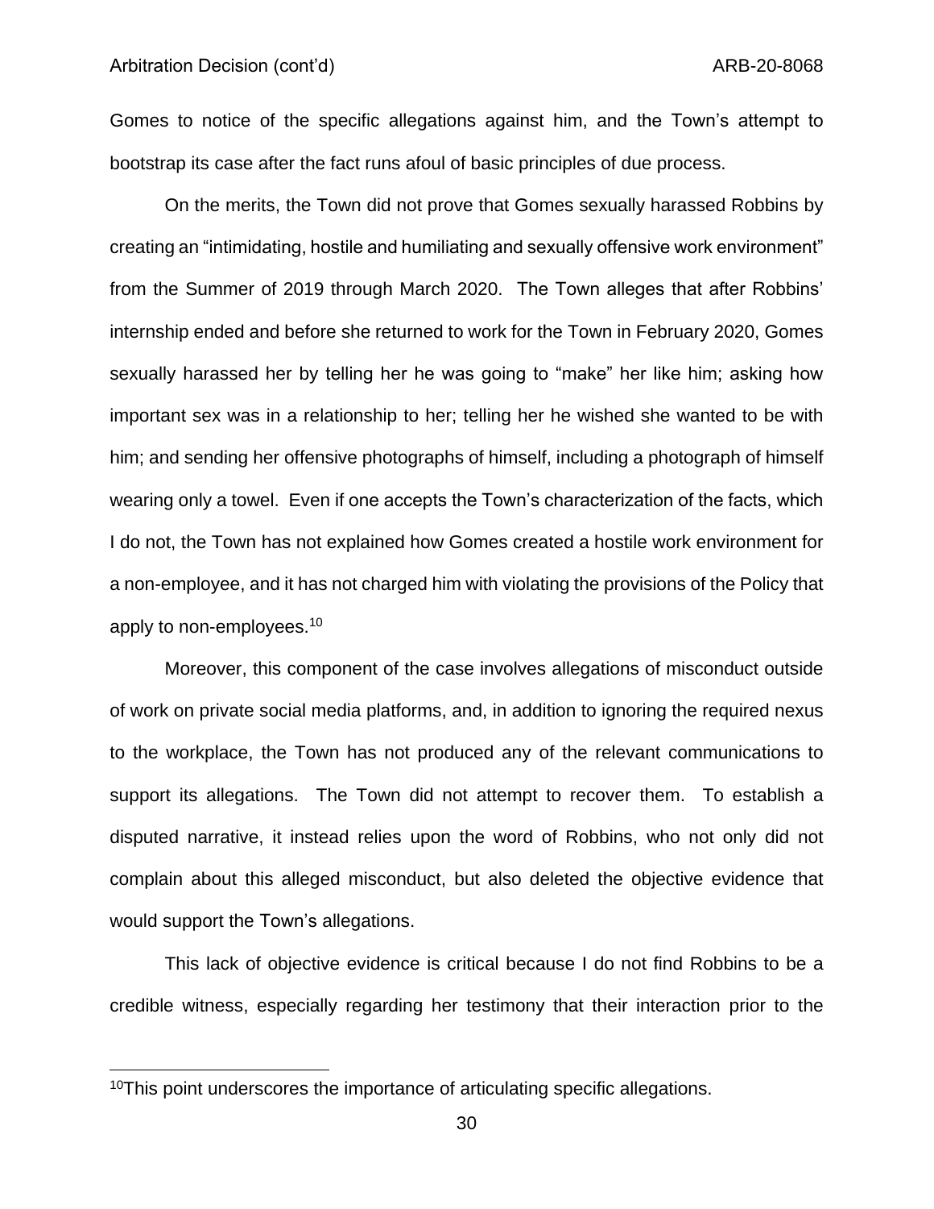Gomes to notice of the specific allegations against him, and the Town's attempt to bootstrap its case after the fact runs afoul of basic principles of due process.

On the merits, the Town did not prove that Gomes sexually harassed Robbins by creating an "intimidating, hostile and humiliating and sexually offensive work environment" from the Summer of 2019 through March 2020. The Town alleges that after Robbins' internship ended and before she returned to work for the Town in February 2020, Gomes sexually harassed her by telling her he was going to "make" her like him; asking how important sex was in a relationship to her; telling her he wished she wanted to be with him; and sending her offensive photographs of himself, including a photograph of himself wearing only a towel. Even if one accepts the Town's characterization of the facts, which I do not, the Town has not explained how Gomes created a hostile work environment for a non-employee, and it has not charged him with violating the provisions of the Policy that apply to non-employees.[10]

Moreover, this component of the case involves allegations of misconduct outside of work on private social media platforms, and, in addition to ignoring the required nexus to the workplace, the Town has not produced any of the relevant communications to support its allegations. The Town did not attempt to recover them. To establish a disputed narrative, it instead relies upon the word of Robbins, who not only did not complain about this alleged misconduct, but also deleted the objective evidence that would support the Town's allegations.

This lack of objective evidence is critical because I do not find Robbins to be a credible witness, especially regarding her testimony that their interaction prior to the

[10]This point underscores the importance of articulating specific allegations.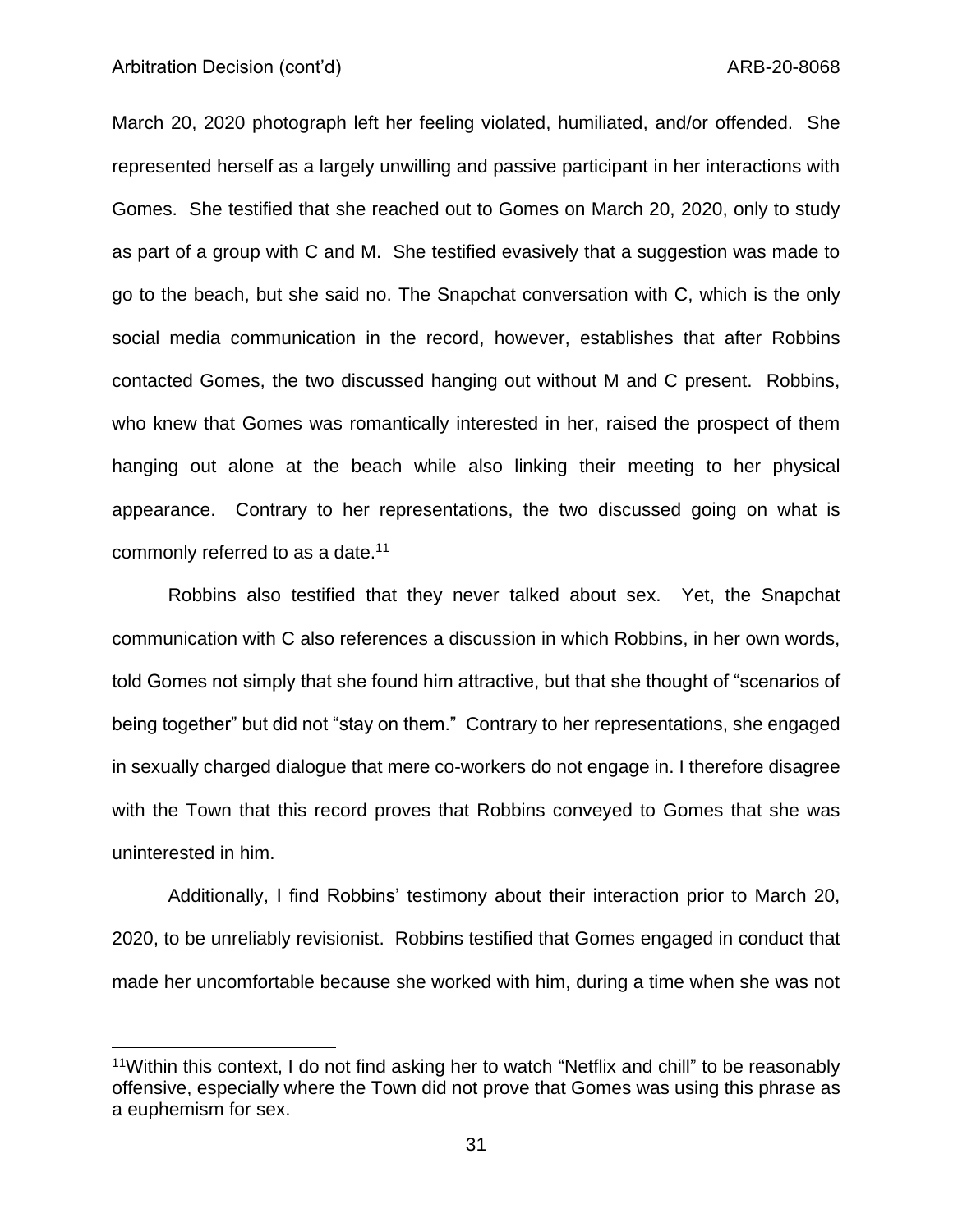March 20, 2020 photograph left her feeling violated, humiliated, and/or offended. She represented herself as a largely unwilling and passive participant in her interactions with Gomes. She testified that she reached out to Gomes on March 20, 2020, only to study as part of a group with C and M. She testified evasively that a suggestion was made to go to the beach, but she said no. The Snapchat conversation with C, which is the only social media communication in the record, however, establishes that after Robbins contacted Gomes, the two discussed hanging out without M and C present. Robbins, who knew that Gomes was romantically interested in her, raised the prospect of them hanging out alone at the beach while also linking their meeting to her physical appearance. Contrary to her representations, the two discussed going on what is commonly referred to as a date.[11]

Robbins also testified that they never talked about sex. Yet, the Snapchat communication with C also references a discussion in which Robbins, in her own words, told Gomes not simply that she found him attractive, but that she thought of "scenarios of being together" but did not "stay on them." Contrary to her representations, she engaged in sexually charged dialogue that mere co-workers do not engage in. I therefore disagree with the Town that this record proves that Robbins conveyed to Gomes that she was uninterested in him.

Additionally, I find Robbins' testimony about their interaction prior to March 20, 2020, to be unreliably revisionist. Robbins testified that Gomes engaged in conduct that made her uncomfortable because she worked with him, during a time when she was not

---

[11]Within this context, I do not find asking her to watch "Netflix and chill" to be reasonably offensive, especially where the Town did not prove that Gomes was using this phrase as a euphemism for sex.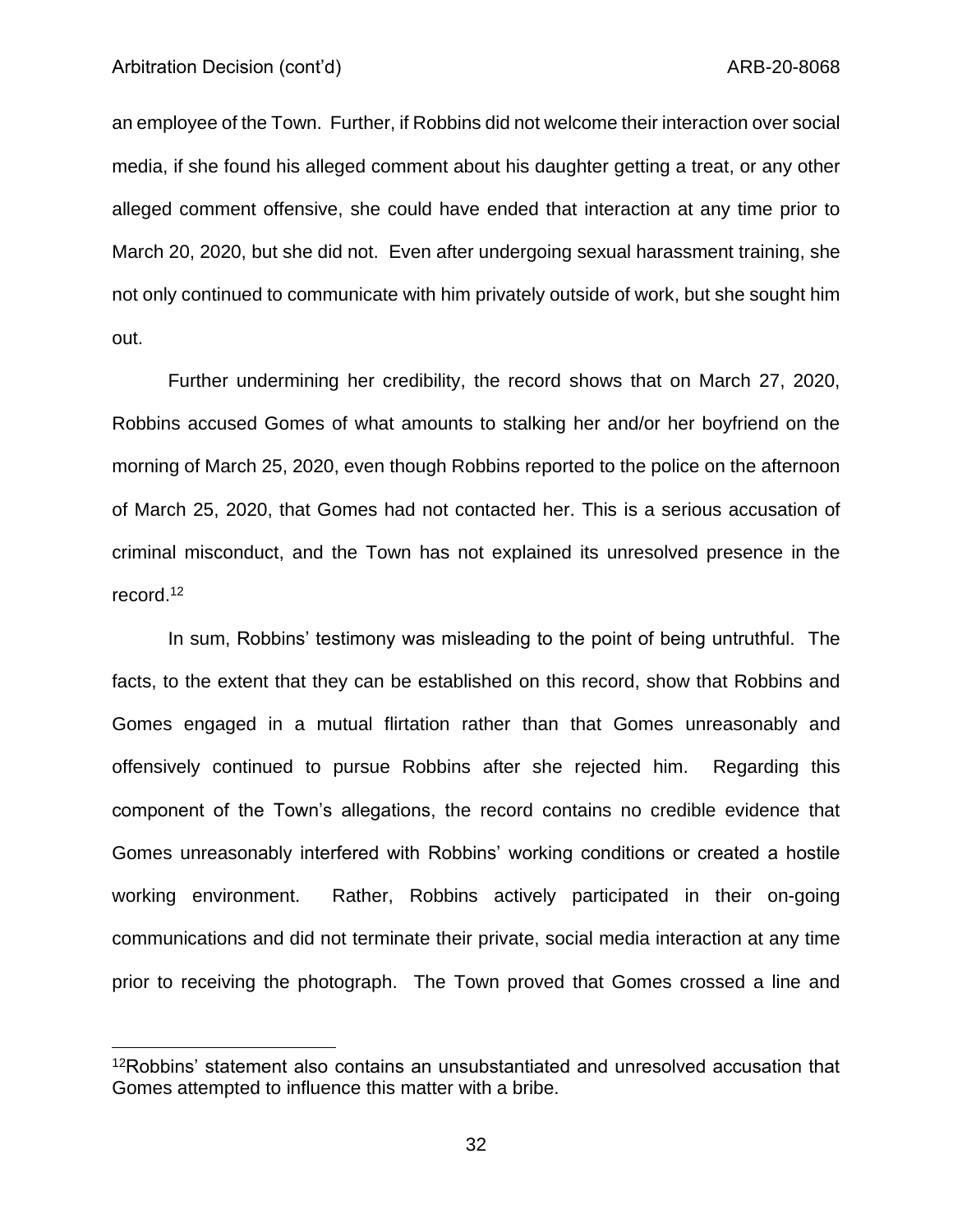an employee of the Town. Further, if Robbins did not welcome their interaction over social media, if she found his alleged comment about his daughter getting a treat, or any other alleged comment offensive, she could have ended that interaction at any time prior to March 20, 2020, but she did not. Even after undergoing sexual harassment training, she not only continued to communicate with him privately outside of work, but she sought him out.

Further undermining her credibility, the record shows that on March 27, 2020, Robbins accused Gomes of what amounts to stalking her and/or her boyfriend on the morning of March 25, 2020, even though Robbins reported to the police on the afternoon of March 25, 2020, that Gomes had not contacted her. This is a serious accusation of criminal misconduct, and the Town has not explained its unresolved presence in the record.[12]

In sum, Robbins' testimony was misleading to the point of being untruthful. The facts, to the extent that they can be established on this record, show that Robbins and Gomes engaged in a mutual flirtation rather than that Gomes unreasonably and offensively continued to pursue Robbins after she rejected him. Regarding this component of the Town's allegations, the record contains no credible evidence that Gomes unreasonably interfered with Robbins' working conditions or created a hostile working environment. Rather, Robbins actively participated in their on-going communications and did not terminate their private, social media interaction at any time prior to receiving the photograph. The Town proved that Gomes crossed a line and

[12] Robbins' statement also contains an unsubstantiated and unresolved accusation that Gomes attempted to influence this matter with a bribe.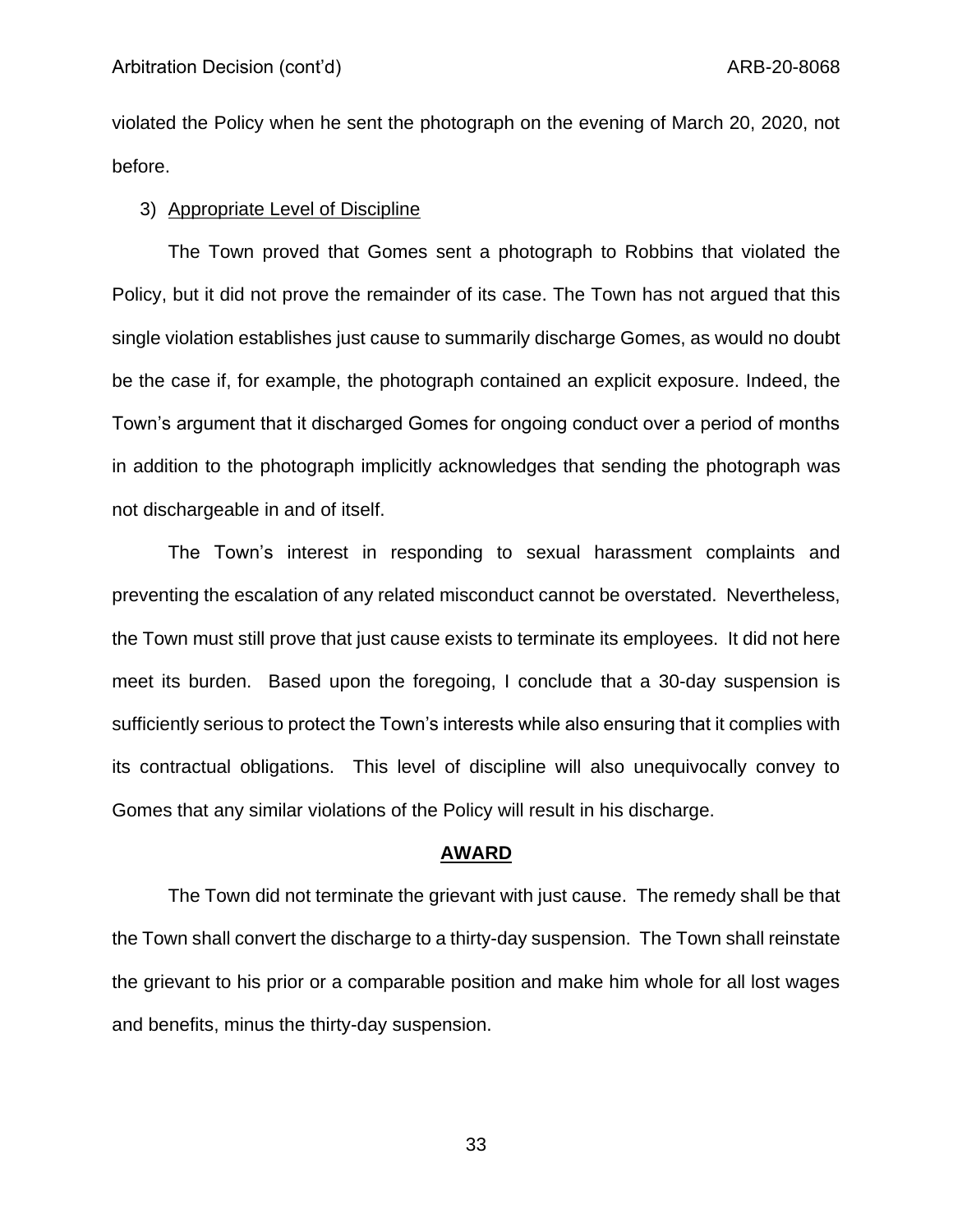violated the Policy when he sent the photograph on the evening of March 20, 2020, not before.

3) Appropriate Level of Discipline

The Town proved that Gomes sent a photograph to Robbins that violated the Policy, but it did not prove the remainder of its case. The Town has not argued that this single violation establishes just cause to summarily discharge Gomes, as would no doubt be the case if, for example, the photograph contained an explicit exposure. Indeed, the Town's argument that it discharged Gomes for ongoing conduct over a period of months in addition to the photograph implicitly acknowledges that sending the photograph was not dischargeable in and of itself.

The Town's interest in responding to sexual harassment complaints and preventing the escalation of any related misconduct cannot be overstated. Nevertheless, the Town must still prove that just cause exists to terminate its employees. It did not here meet its burden. Based upon the foregoing, I conclude that a 30-day suspension is sufficiently serious to protect the Town's interests while also ensuring that it complies with its contractual obligations. This level of discipline will also unequivocally convey to Gomes that any similar violations of the Policy will result in his discharge.

## AWARD

The Town did not terminate the grievant with just cause. The remedy shall be that the Town shall convert the discharge to a thirty-day suspension. The Town shall reinstate the grievant to his prior or a comparable position and make him whole for all lost wages and benefits, minus the thirty-day suspension.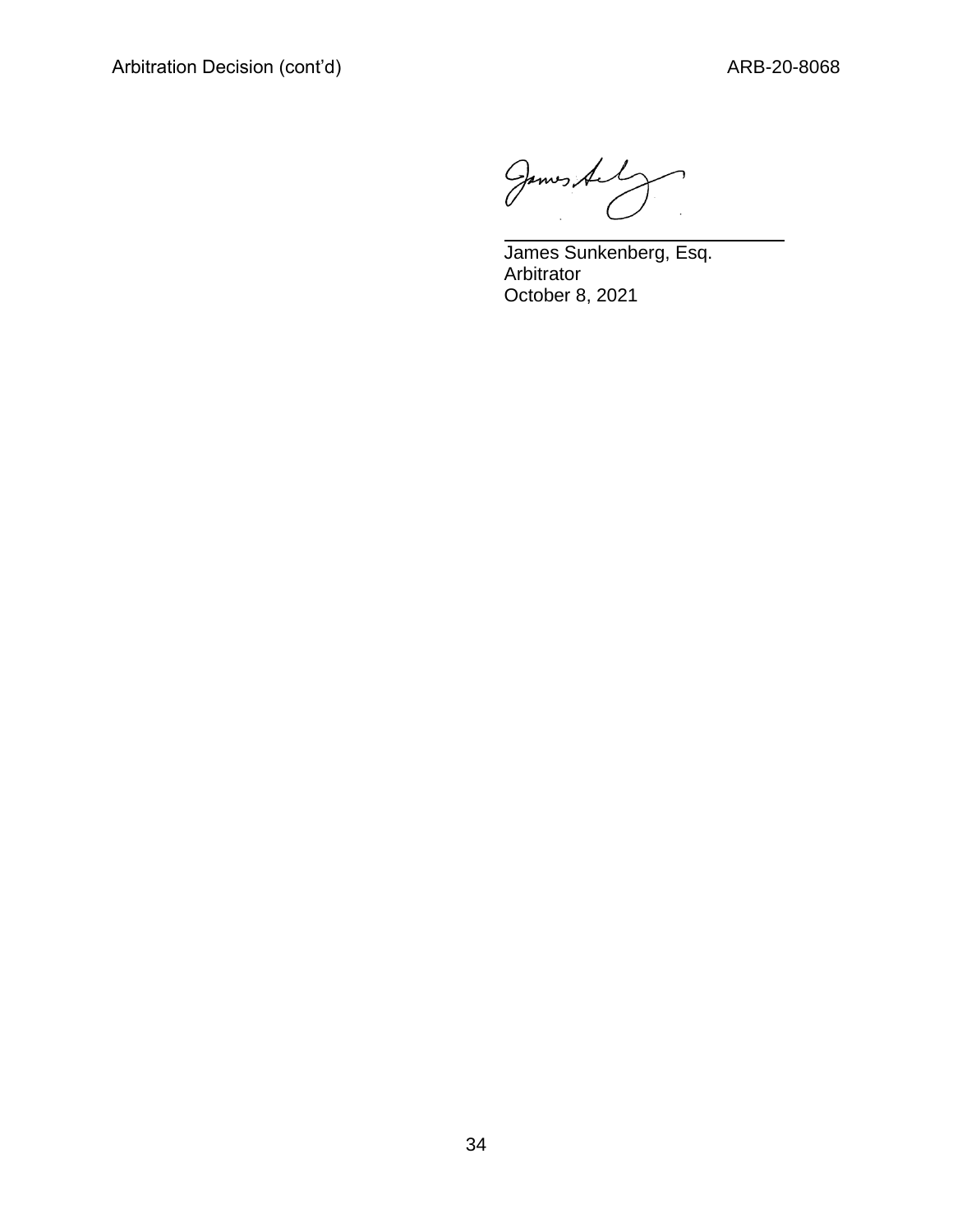James Sunkenberg, Esq.
Arbitrator
October 8, 2021